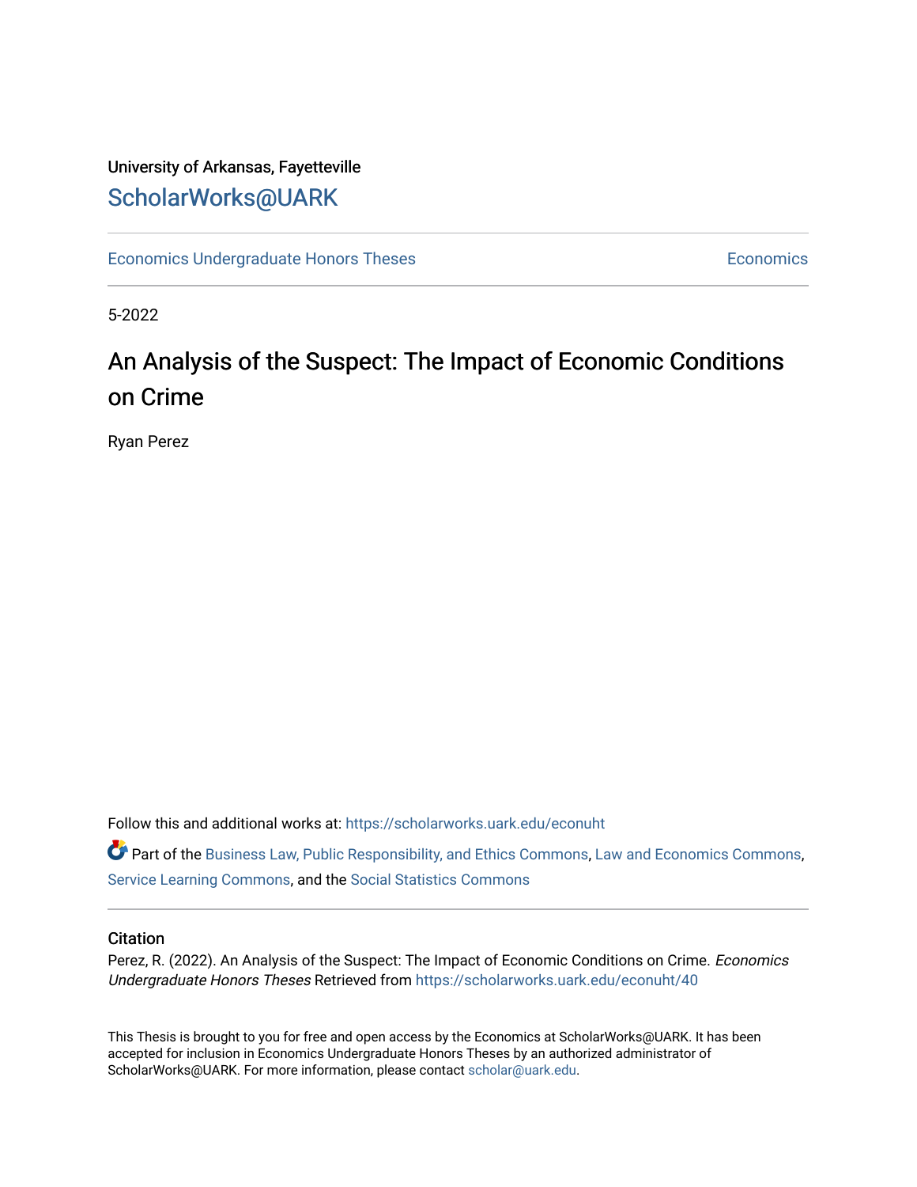University of Arkansas, Fayetteville

ScholarWorks@UARK

Economics Undergraduate Honors Theses

Economics

5-2022

# An Analysis of the Suspect: The Impact of Economic Conditions on Crime

Ryan Perez

Follow this and additional works at: https://scholarworks.uark.edu/econuht

Part of the Business Law, Public Responsibility, and Ethics Commons, Law and Economics Commons, Service Learning Commons, and the Social Statistics Commons

## Citation

Perez, R. (2022). An Analysis of the Suspect: The Impact of Economic Conditions on Crime. *Economics Undergraduate Honors Theses* Retrieved from https://scholarworks.uark.edu/econuht/40

This Thesis is brought to you for free and open access by the Economics at ScholarWorks@UARK. It has been accepted for inclusion in Economics Undergraduate Honors Theses by an authorized administrator of ScholarWorks@UARK. For more information, please contact scholar@uark.edu.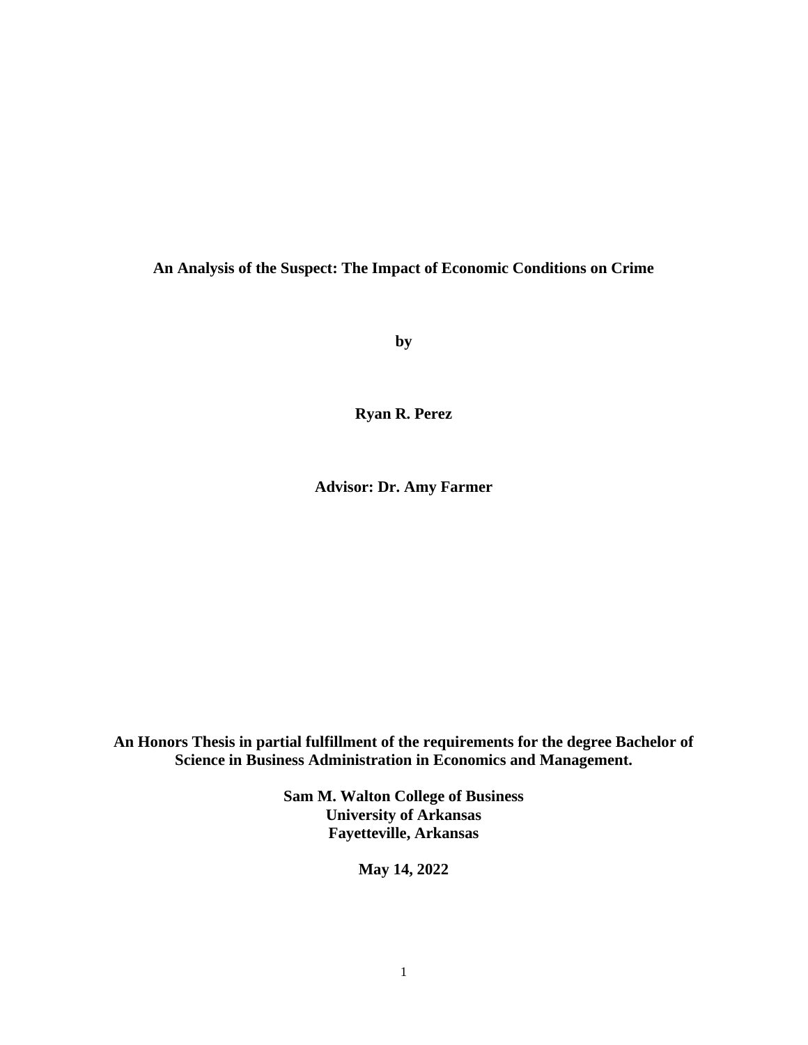# An Analysis of the Suspect: The Impact of Economic Conditions on Crime

**by**

**Ryan R. Perez**

**Advisor: Dr. Amy Farmer**

**An Honors Thesis in partial fulfillment of the requirements for the degree Bachelor of Science in Business Administration in Economics and Management.**

**Sam M. Walton College of Business**
**University of Arkansas**
**Fayetteville, Arkansas**

**May 14, 2022**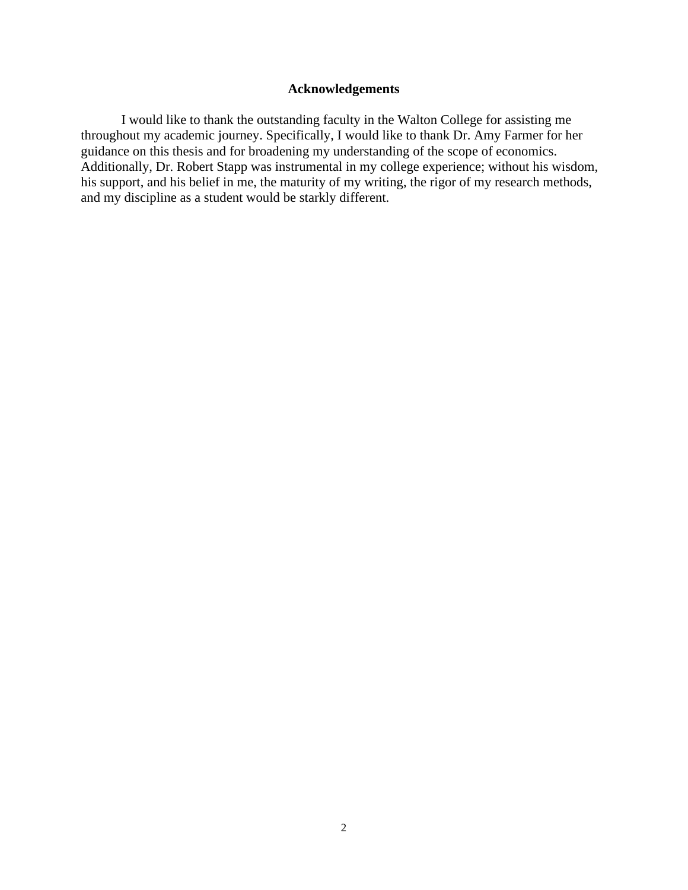## Acknowledgements

I would like to thank the outstanding faculty in the Walton College for assisting me throughout my academic journey. Specifically, I would like to thank Dr. Amy Farmer for her guidance on this thesis and for broadening my understanding of the scope of economics. Additionally, Dr. Robert Stapp was instrumental in my college experience; without his wisdom, his support, and his belief in me, the maturity of my writing, the rigor of my research methods, and my discipline as a student would be starkly different.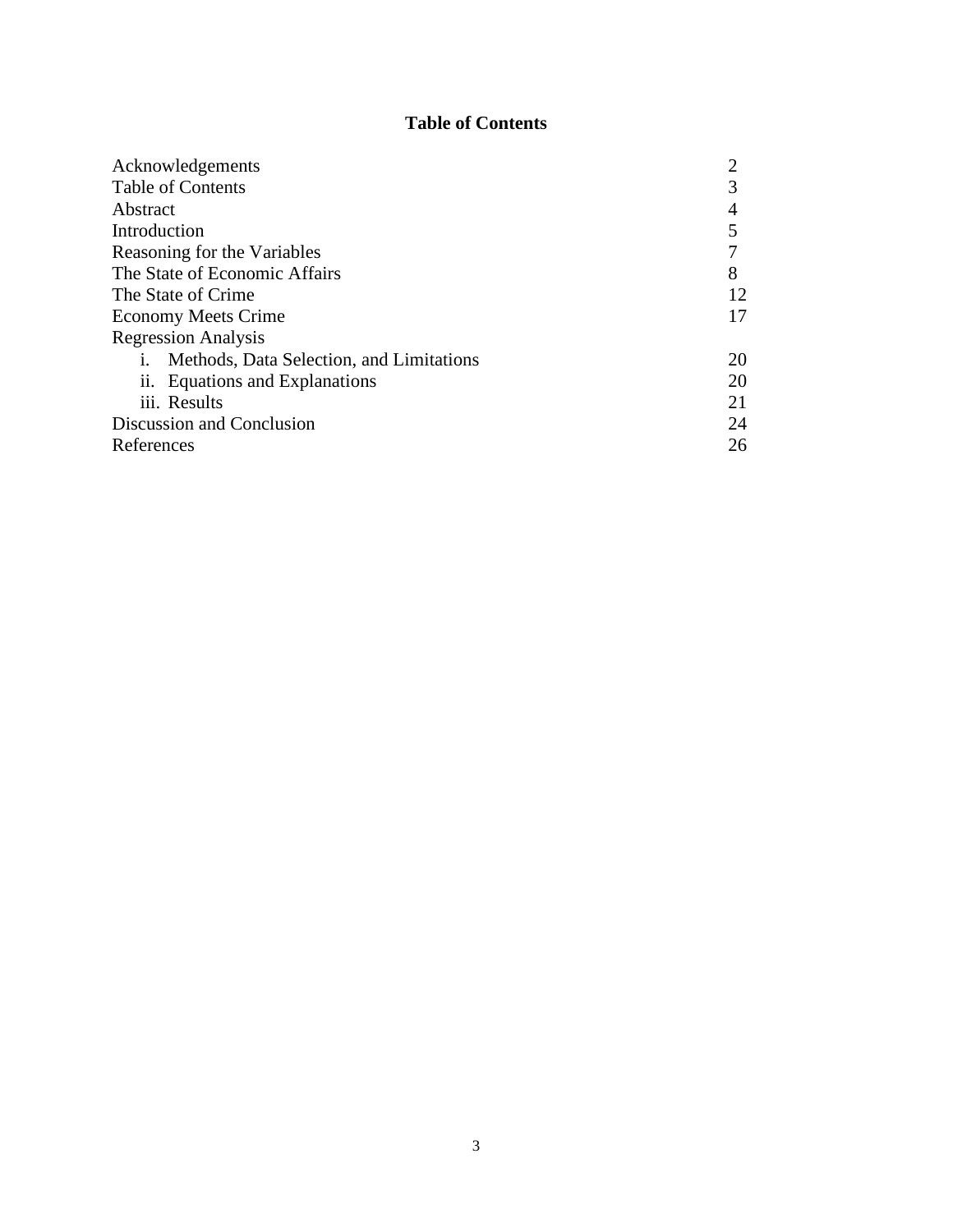**Table of Contents**

| | |
|---|---|
| Acknowledgements | 2 |
| Table of Contents | 3 |
| Abstract | 4 |
| Introduction | 5 |
| Reasoning for the Variables | 7 |
| The State of Economic Affairs | 8 |
| The State of Crime | 12 |
| Economy Meets Crime | 17 |
| Regression Analysis | |
| i. Methods, Data Selection, and Limitations | 20 |
| ii. Equations and Explanations | 20 |
| iii. Results | 21 |
| Discussion and Conclusion | 24 |
| References | 26 |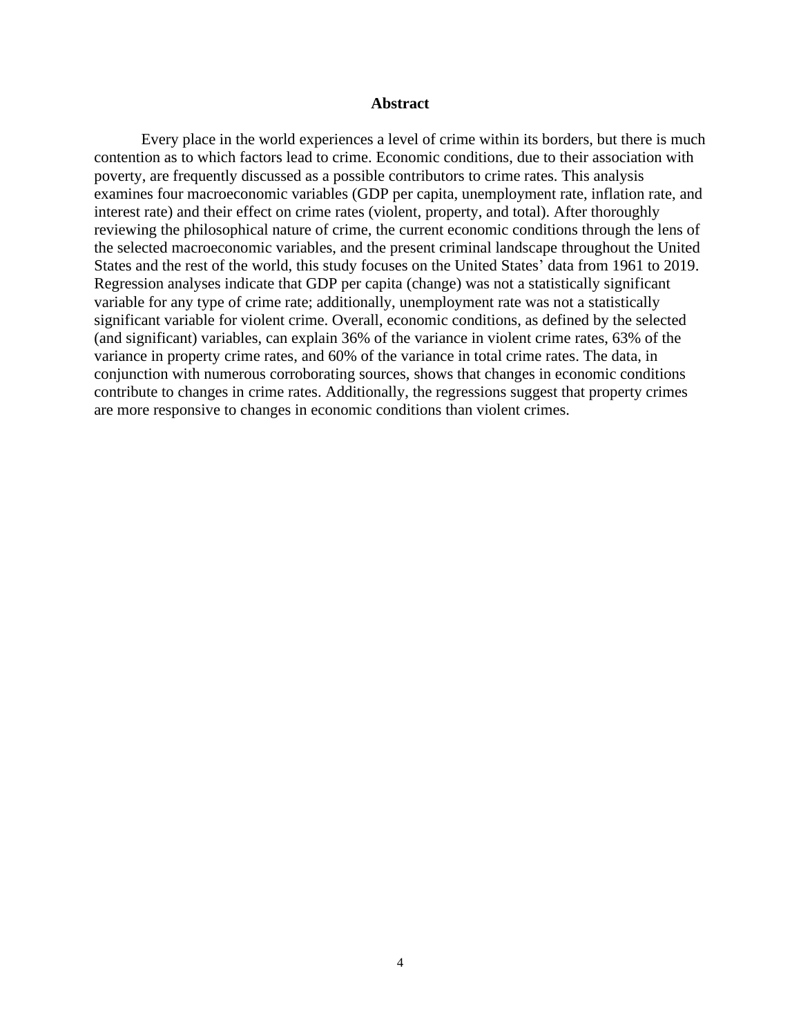# Abstract

Every place in the world experiences a level of crime within its borders, but there is much contention as to which factors lead to crime. Economic conditions, due to their association with poverty, are frequently discussed as a possible contributors to crime rates. This analysis examines four macroeconomic variables (GDP per capita, unemployment rate, inflation rate, and interest rate) and their effect on crime rates (violent, property, and total). After thoroughly reviewing the philosophical nature of crime, the current economic conditions through the lens of the selected macroeconomic variables, and the present criminal landscape throughout the United States and the rest of the world, this study focuses on the United States' data from 1961 to 2019. Regression analyses indicate that GDP per capita (change) was not a statistically significant variable for any type of crime rate; additionally, unemployment rate was not a statistically significant variable for violent crime. Overall, economic conditions, as defined by the selected (and significant) variables, can explain 36% of the variance in violent crime rates, 63% of the variance in property crime rates, and 60% of the variance in total crime rates. The data, in conjunction with numerous corroborating sources, shows that changes in economic conditions contribute to changes in crime rates. Additionally, the regressions suggest that property crimes are more responsive to changes in economic conditions than violent crimes.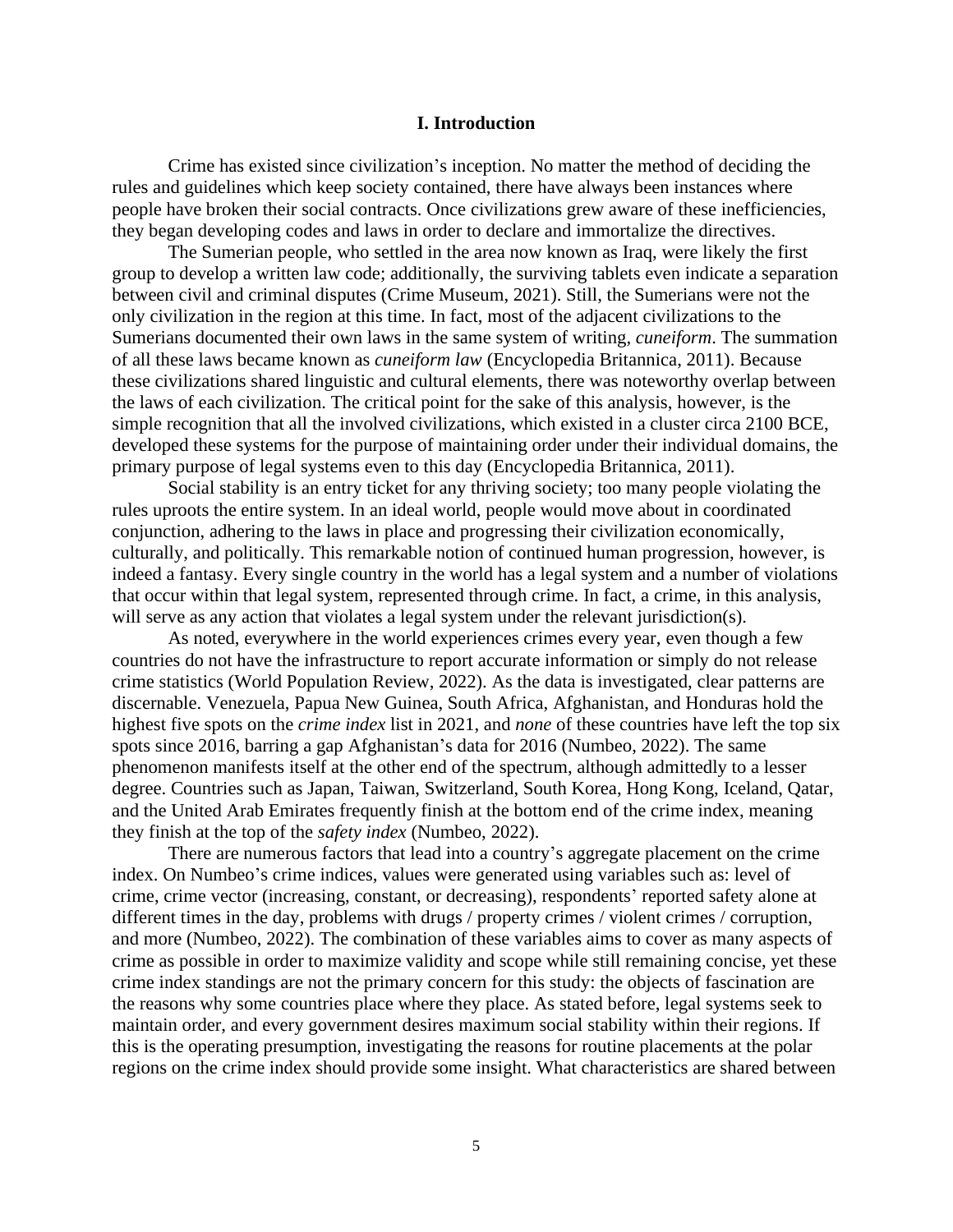# I. Introduction

Crime has existed since civilization's inception. No matter the method of deciding the rules and guidelines which keep society contained, there have always been instances where people have broken their social contracts. Once civilizations grew aware of these inefficiencies, they began developing codes and laws in order to declare and immortalize the directives.

The Sumerian people, who settled in the area now known as Iraq, were likely the first group to develop a written law code; additionally, the surviving tablets even indicate a separation between civil and criminal disputes (Crime Museum, 2021). Still, the Sumerians were not the only civilization in the region at this time. In fact, most of the adjacent civilizations to the Sumerians documented their own laws in the same system of writing, *cuneiform*. The summation of all these laws became known as *cuneiform law* (Encyclopedia Britannica, 2011). Because these civilizations shared linguistic and cultural elements, there was noteworthy overlap between the laws of each civilization. The critical point for the sake of this analysis, however, is the simple recognition that all the involved civilizations, which existed in a cluster circa 2100 BCE, developed these systems for the purpose of maintaining order under their individual domains, the primary purpose of legal systems even to this day (Encyclopedia Britannica, 2011).

Social stability is an entry ticket for any thriving society; too many people violating the rules uproots the entire system. In an ideal world, people would move about in coordinated conjunction, adhering to the laws in place and progressing their civilization economically, culturally, and politically. This remarkable notion of continued human progression, however, is indeed a fantasy. Every single country in the world has a legal system and a number of violations that occur within that legal system, represented through crime. In fact, a crime, in this analysis, will serve as any action that violates a legal system under the relevant jurisdiction(s).

As noted, everywhere in the world experiences crimes every year, even though a few countries do not have the infrastructure to report accurate information or simply do not release crime statistics (World Population Review, 2022). As the data is investigated, clear patterns are discernable. Venezuela, Papua New Guinea, South Africa, Afghanistan, and Honduras hold the highest five spots on the *crime index* list in 2021, and *none* of these countries have left the top six spots since 2016, barring a gap Afghanistan's data for 2016 (Numbeo, 2022). The same phenomenon manifests itself at the other end of the spectrum, although admittedly to a lesser degree. Countries such as Japan, Taiwan, Switzerland, South Korea, Hong Kong, Iceland, Qatar, and the United Arab Emirates frequently finish at the bottom end of the crime index, meaning they finish at the top of the *safety index* (Numbeo, 2022).

There are numerous factors that lead into a country's aggregate placement on the crime index. On Numbeo's crime indices, values were generated using variables such as: level of crime, crime vector (increasing, constant, or decreasing), respondents' reported safety alone at different times in the day, problems with drugs / property crimes / violent crimes / corruption, and more (Numbeo, 2022). The combination of these variables aims to cover as many aspects of crime as possible in order to maximize validity and scope while still remaining concise, yet these crime index standings are not the primary concern for this study: the objects of fascination are the reasons why some countries place where they place. As stated before, legal systems seek to maintain order, and every government desires maximum social stability within their regions. If this is the operating presumption, investigating the reasons for routine placements at the polar regions on the crime index should provide some insight. What characteristics are shared between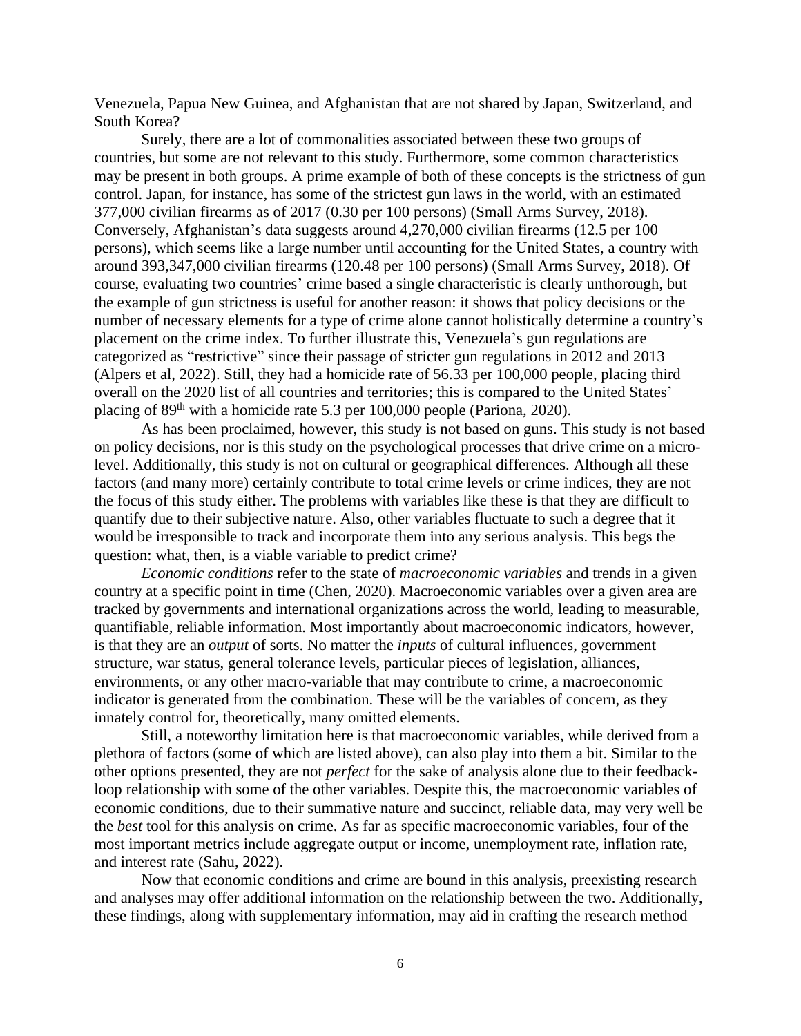Venezuela, Papua New Guinea, and Afghanistan that are not shared by Japan, Switzerland, and South Korea?

Surely, there are a lot of commonalities associated between these two groups of countries, but some are not relevant to this study. Furthermore, some common characteristics may be present in both groups. A prime example of both of these concepts is the strictness of gun control. Japan, for instance, has some of the strictest gun laws in the world, with an estimated 377,000 civilian firearms as of 2017 (0.30 per 100 persons) (Small Arms Survey, 2018). Conversely, Afghanistan's data suggests around 4,270,000 civilian firearms (12.5 per 100 persons), which seems like a large number until accounting for the United States, a country with around 393,347,000 civilian firearms (120.48 per 100 persons) (Small Arms Survey, 2018). Of course, evaluating two countries' crime based a single characteristic is clearly unthorough, but the example of gun strictness is useful for another reason: it shows that policy decisions or the number of necessary elements for a type of crime alone cannot holistically determine a country's placement on the crime index. To further illustrate this, Venezuela's gun regulations are categorized as "restrictive" since their passage of stricter gun regulations in 2012 and 2013 (Alpers et al, 2022). Still, they had a homicide rate of 56.33 per 100,000 people, placing third overall on the 2020 list of all countries and territories; this is compared to the United States' placing of 89th with a homicide rate 5.3 per 100,000 people (Pariona, 2020).

As has been proclaimed, however, this study is not based on guns. This study is not based on policy decisions, nor is this study on the psychological processes that drive crime on a micro-level. Additionally, this study is not on cultural or geographical differences. Although all these factors (and many more) certainly contribute to total crime levels or crime indices, they are not the focus of this study either. The problems with variables like these is that they are difficult to quantify due to their subjective nature. Also, other variables fluctuate to such a degree that it would be irresponsible to track and incorporate them into any serious analysis. This begs the question: what, then, is a viable variable to predict crime?

*Economic conditions* refer to the state of *macroeconomic variables* and trends in a given country at a specific point in time (Chen, 2020). Macroeconomic variables over a given area are tracked by governments and international organizations across the world, leading to measurable, quantifiable, reliable information. Most importantly about macroeconomic indicators, however, is that they are an *output* of sorts. No matter the *inputs* of cultural influences, government structure, war status, general tolerance levels, particular pieces of legislation, alliances, environments, or any other macro-variable that may contribute to crime, a macroeconomic indicator is generated from the combination. These will be the variables of concern, as they innately control for, theoretically, many omitted elements.

Still, a noteworthy limitation here is that macroeconomic variables, while derived from a plethora of factors (some of which are listed above), can also play into them a bit. Similar to the other options presented, they are not *perfect* for the sake of analysis alone due to their feedback-loop relationship with some of the other variables. Despite this, the macroeconomic variables of economic conditions, due to their summative nature and succinct, reliable data, may very well be the *best* tool for this analysis on crime. As far as specific macroeconomic variables, four of the most important metrics include aggregate output or income, unemployment rate, inflation rate, and interest rate (Sahu, 2022).

Now that economic conditions and crime are bound in this analysis, preexisting research and analyses may offer additional information on the relationship between the two. Additionally, these findings, along with supplementary information, may aid in crafting the research method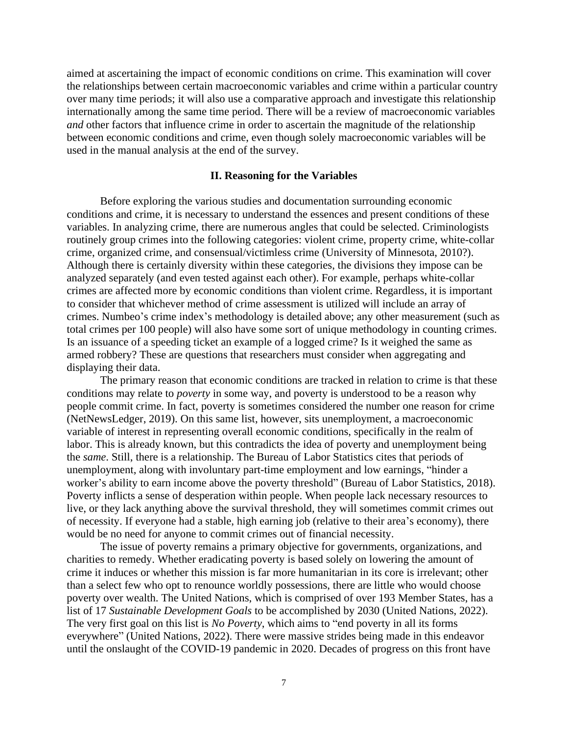aimed at ascertaining the impact of economic conditions on crime. This examination will cover the relationships between certain macroeconomic variables and crime within a particular country over many time periods; it will also use a comparative approach and investigate this relationship internationally among the same time period. There will be a review of macroeconomic variables *and* other factors that influence crime in order to ascertain the magnitude of the relationship between economic conditions and crime, even though solely macroeconomic variables will be used in the manual analysis at the end of the survey.

## II. Reasoning for the Variables

Before exploring the various studies and documentation surrounding economic conditions and crime, it is necessary to understand the essences and present conditions of these variables. In analyzing crime, there are numerous angles that could be selected. Criminologists routinely group crimes into the following categories: violent crime, property crime, white-collar crime, organized crime, and consensual/victimless crime (University of Minnesota, 2010?). Although there is certainly diversity within these categories, the divisions they impose can be analyzed separately (and even tested against each other). For example, perhaps white-collar crimes are affected more by economic conditions than violent crime. Regardless, it is important to consider that whichever method of crime assessment is utilized will include an array of crimes. Numbeo's crime index's methodology is detailed above; any other measurement (such as total crimes per 100 people) will also have some sort of unique methodology in counting crimes. Is an issuance of a speeding ticket an example of a logged crime? Is it weighed the same as armed robbery? These are questions that researchers must consider when aggregating and displaying their data.

The primary reason that economic conditions are tracked in relation to crime is that these conditions may relate to *poverty* in some way, and poverty is understood to be a reason why people commit crime. In fact, poverty is sometimes considered the number one reason for crime (NetNewsLedger, 2019). On this same list, however, sits unemployment, a macroeconomic variable of interest in representing overall economic conditions, specifically in the realm of labor. This is already known, but this contradicts the idea of poverty and unemployment being the *same*. Still, there is a relationship. The Bureau of Labor Statistics cites that periods of unemployment, along with involuntary part-time employment and low earnings, "hinder a worker's ability to earn income above the poverty threshold" (Bureau of Labor Statistics, 2018). Poverty inflicts a sense of desperation within people. When people lack necessary resources to live, or they lack anything above the survival threshold, they will sometimes commit crimes out of necessity. If everyone had a stable, high earning job (relative to their area's economy), there would be no need for anyone to commit crimes out of financial necessity.

The issue of poverty remains a primary objective for governments, organizations, and charities to remedy. Whether eradicating poverty is based solely on lowering the amount of crime it induces or whether this mission is far more humanitarian in its core is irrelevant; other than a select few who opt to renounce worldly possessions, there are little who would choose poverty over wealth. The United Nations, which is comprised of over 193 Member States, has a list of 17 *Sustainable Development Goals* to be accomplished by 2030 (United Nations, 2022). The very first goal on this list is *No Poverty*, which aims to "end poverty in all its forms everywhere" (United Nations, 2022). There were massive strides being made in this endeavor until the onslaught of the COVID-19 pandemic in 2020. Decades of progress on this front have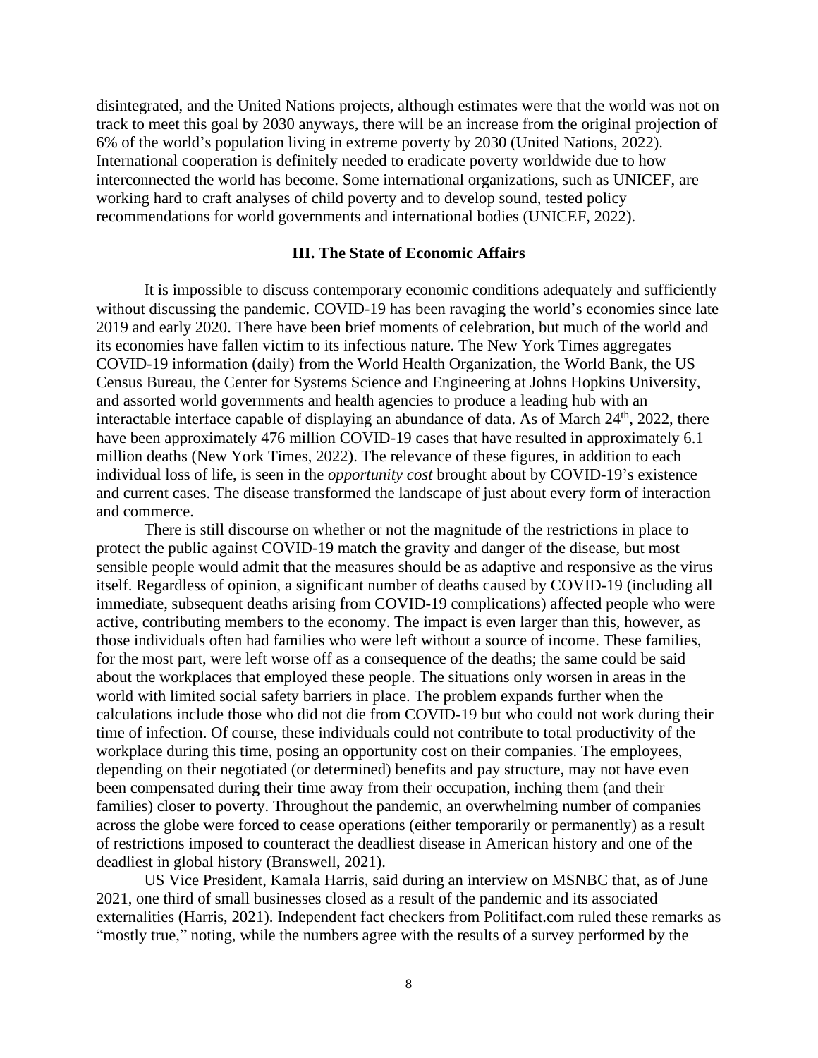disintegrated, and the United Nations projects, although estimates were that the world was not on track to meet this goal by 2030 anyways, there will be an increase from the original projection of 6% of the world's population living in extreme poverty by 2030 (United Nations, 2022). International cooperation is definitely needed to eradicate poverty worldwide due to how interconnected the world has become. Some international organizations, such as UNICEF, are working hard to craft analyses of child poverty and to develop sound, tested policy recommendations for world governments and international bodies (UNICEF, 2022).

## III. The State of Economic Affairs

It is impossible to discuss contemporary economic conditions adequately and sufficiently without discussing the pandemic. COVID-19 has been ravaging the world's economies since late 2019 and early 2020. There have been brief moments of celebration, but much of the world and its economies have fallen victim to its infectious nature. The New York Times aggregates COVID-19 information (daily) from the World Health Organization, the World Bank, the US Census Bureau, the Center for Systems Science and Engineering at Johns Hopkins University, and assorted world governments and health agencies to produce a leading hub with an interactable interface capable of displaying an abundance of data. As of March 24th, 2022, there have been approximately 476 million COVID-19 cases that have resulted in approximately 6.1 million deaths (New York Times, 2022). The relevance of these figures, in addition to each individual loss of life, is seen in the *opportunity cost* brought about by COVID-19's existence and current cases. The disease transformed the landscape of just about every form of interaction and commerce.

There is still discourse on whether or not the magnitude of the restrictions in place to protect the public against COVID-19 match the gravity and danger of the disease, but most sensible people would admit that the measures should be as adaptive and responsive as the virus itself. Regardless of opinion, a significant number of deaths caused by COVID-19 (including all immediate, subsequent deaths arising from COVID-19 complications) affected people who were active, contributing members to the economy. The impact is even larger than this, however, as those individuals often had families who were left without a source of income. These families, for the most part, were left worse off as a consequence of the deaths; the same could be said about the workplaces that employed these people. The situations only worsen in areas in the world with limited social safety barriers in place. The problem expands further when the calculations include those who did not die from COVID-19 but who could not work during their time of infection. Of course, these individuals could not contribute to total productivity of the workplace during this time, posing an opportunity cost on their companies. The employees, depending on their negotiated (or determined) benefits and pay structure, may not have even been compensated during their time away from their occupation, inching them (and their families) closer to poverty. Throughout the pandemic, an overwhelming number of companies across the globe were forced to cease operations (either temporarily or permanently) as a result of restrictions imposed to counteract the deadliest disease in American history and one of the deadliest in global history (Branswell, 2021).

US Vice President, Kamala Harris, said during an interview on MSNBC that, as of June 2021, one third of small businesses closed as a result of the pandemic and its associated externalities (Harris, 2021). Independent fact checkers from Politifact.com ruled these remarks as "mostly true," noting, while the numbers agree with the results of a survey performed by the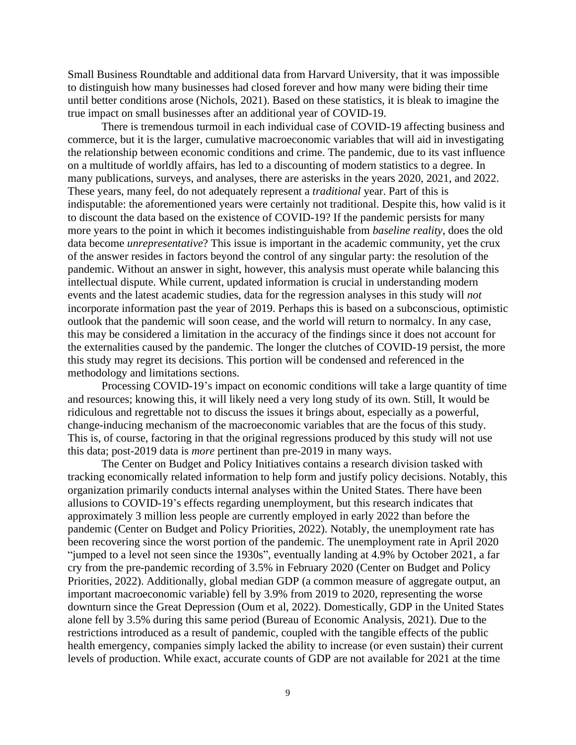Small Business Roundtable and additional data from Harvard University, that it was impossible to distinguish how many businesses had closed forever and how many were biding their time until better conditions arose (Nichols, 2021). Based on these statistics, it is bleak to imagine the true impact on small businesses after an additional year of COVID-19.

There is tremendous turmoil in each individual case of COVID-19 affecting business and commerce, but it is the larger, cumulative macroeconomic variables that will aid in investigating the relationship between economic conditions and crime. The pandemic, due to its vast influence on a multitude of worldly affairs, has led to a discounting of modern statistics to a degree. In many publications, surveys, and analyses, there are asterisks in the years 2020, 2021, and 2022. These years, many feel, do not adequately represent a *traditional* year. Part of this is indisputable: the aforementioned years were certainly not traditional. Despite this, how valid is it to discount the data based on the existence of COVID-19? If the pandemic persists for many more years to the point in which it becomes indistinguishable from *baseline reality*, does the old data become *unrepresentative*? This issue is important in the academic community, yet the crux of the answer resides in factors beyond the control of any singular party: the resolution of the pandemic. Without an answer in sight, however, this analysis must operate while balancing this intellectual dispute. While current, updated information is crucial in understanding modern events and the latest academic studies, data for the regression analyses in this study will *not* incorporate information past the year of 2019. Perhaps this is based on a subconscious, optimistic outlook that the pandemic will soon cease, and the world will return to normalcy. In any case, this may be considered a limitation in the accuracy of the findings since it does not account for the externalities caused by the pandemic. The longer the clutches of COVID-19 persist, the more this study may regret its decisions. This portion will be condensed and referenced in the methodology and limitations sections.

Processing COVID-19's impact on economic conditions will take a large quantity of time and resources; knowing this, it will likely need a very long study of its own. Still, It would be ridiculous and regrettable not to discuss the issues it brings about, especially as a powerful, change-inducing mechanism of the macroeconomic variables that are the focus of this study. This is, of course, factoring in that the original regressions produced by this study will not use this data; post-2019 data is *more* pertinent than pre-2019 in many ways.

The Center on Budget and Policy Initiatives contains a research division tasked with tracking economically related information to help form and justify policy decisions. Notably, this organization primarily conducts internal analyses within the United States. There have been allusions to COVID-19's effects regarding unemployment, but this research indicates that approximately 3 million less people are currently employed in early 2022 than before the pandemic (Center on Budget and Policy Priorities, 2022). Notably, the unemployment rate has been recovering since the worst portion of the pandemic. The unemployment rate in April 2020 "jumped to a level not seen since the 1930s", eventually landing at 4.9% by October 2021, a far cry from the pre-pandemic recording of 3.5% in February 2020 (Center on Budget and Policy Priorities, 2022). Additionally, global median GDP (a common measure of aggregate output, an important macroeconomic variable) fell by 3.9% from 2019 to 2020, representing the worse downturn since the Great Depression (Oum et al, 2022). Domestically, GDP in the United States alone fell by 3.5% during this same period (Bureau of Economic Analysis, 2021). Due to the restrictions introduced as a result of pandemic, coupled with the tangible effects of the public health emergency, companies simply lacked the ability to increase (or even sustain) their current levels of production. While exact, accurate counts of GDP are not available for 2021 at the time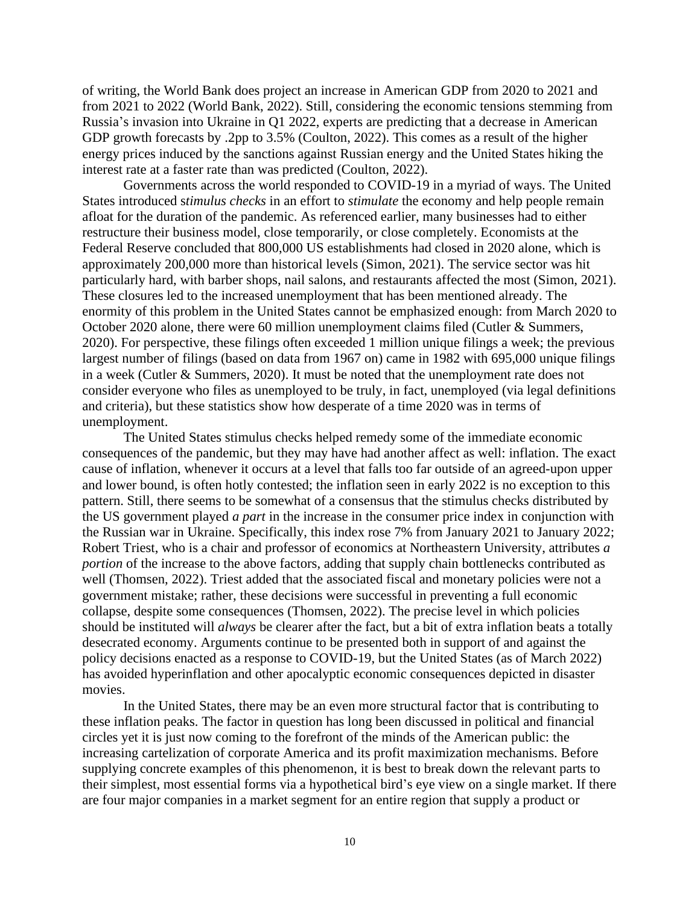of writing, the World Bank does project an increase in American GDP from 2020 to 2021 and from 2021 to 2022 (World Bank, 2022). Still, considering the economic tensions stemming from Russia's invasion into Ukraine in Q1 2022, experts are predicting that a decrease in American GDP growth forecasts by .2pp to 3.5% (Coulton, 2022). This comes as a result of the higher energy prices induced by the sanctions against Russian energy and the United States hiking the interest rate at a faster rate than was predicted (Coulton, 2022).

Governments across the world responded to COVID-19 in a myriad of ways. The United States introduced s*timulus checks* in an effort to *stimulate* the economy and help people remain afloat for the duration of the pandemic. As referenced earlier, many businesses had to either restructure their business model, close temporarily, or close completely. Economists at the Federal Reserve concluded that 800,000 US establishments had closed in 2020 alone, which is approximately 200,000 more than historical levels (Simon, 2021). The service sector was hit particularly hard, with barber shops, nail salons, and restaurants affected the most (Simon, 2021). These closures led to the increased unemployment that has been mentioned already. The enormity of this problem in the United States cannot be emphasized enough: from March 2020 to October 2020 alone, there were 60 million unemployment claims filed (Cutler & Summers, 2020). For perspective, these filings often exceeded 1 million unique filings a week; the previous largest number of filings (based on data from 1967 on) came in 1982 with 695,000 unique filings in a week (Cutler & Summers, 2020). It must be noted that the unemployment rate does not consider everyone who files as unemployed to be truly, in fact, unemployed (via legal definitions and criteria), but these statistics show how desperate of a time 2020 was in terms of unemployment.

The United States stimulus checks helped remedy some of the immediate economic consequences of the pandemic, but they may have had another affect as well: inflation. The exact cause of inflation, whenever it occurs at a level that falls too far outside of an agreed-upon upper and lower bound, is often hotly contested; the inflation seen in early 2022 is no exception to this pattern. Still, there seems to be somewhat of a consensus that the stimulus checks distributed by the US government played *a part* in the increase in the consumer price index in conjunction with the Russian war in Ukraine. Specifically, this index rose 7% from January 2021 to January 2022; Robert Triest, who is a chair and professor of economics at Northeastern University, attributes *a portion* of the increase to the above factors, adding that supply chain bottlenecks contributed as well (Thomsen, 2022). Triest added that the associated fiscal and monetary policies were not a government mistake; rather, these decisions were successful in preventing a full economic collapse, despite some consequences (Thomsen, 2022). The precise level in which policies should be instituted will *always* be clearer after the fact, but a bit of extra inflation beats a totally desecrated economy. Arguments continue to be presented both in support of and against the policy decisions enacted as a response to COVID-19, but the United States (as of March 2022) has avoided hyperinflation and other apocalyptic economic consequences depicted in disaster movies.

In the United States, there may be an even more structural factor that is contributing to these inflation peaks. The factor in question has long been discussed in political and financial circles yet it is just now coming to the forefront of the minds of the American public: the increasing cartelization of corporate America and its profit maximization mechanisms. Before supplying concrete examples of this phenomenon, it is best to break down the relevant parts to their simplest, most essential forms via a hypothetical bird's eye view on a single market. If there are four major companies in a market segment for an entire region that supply a product or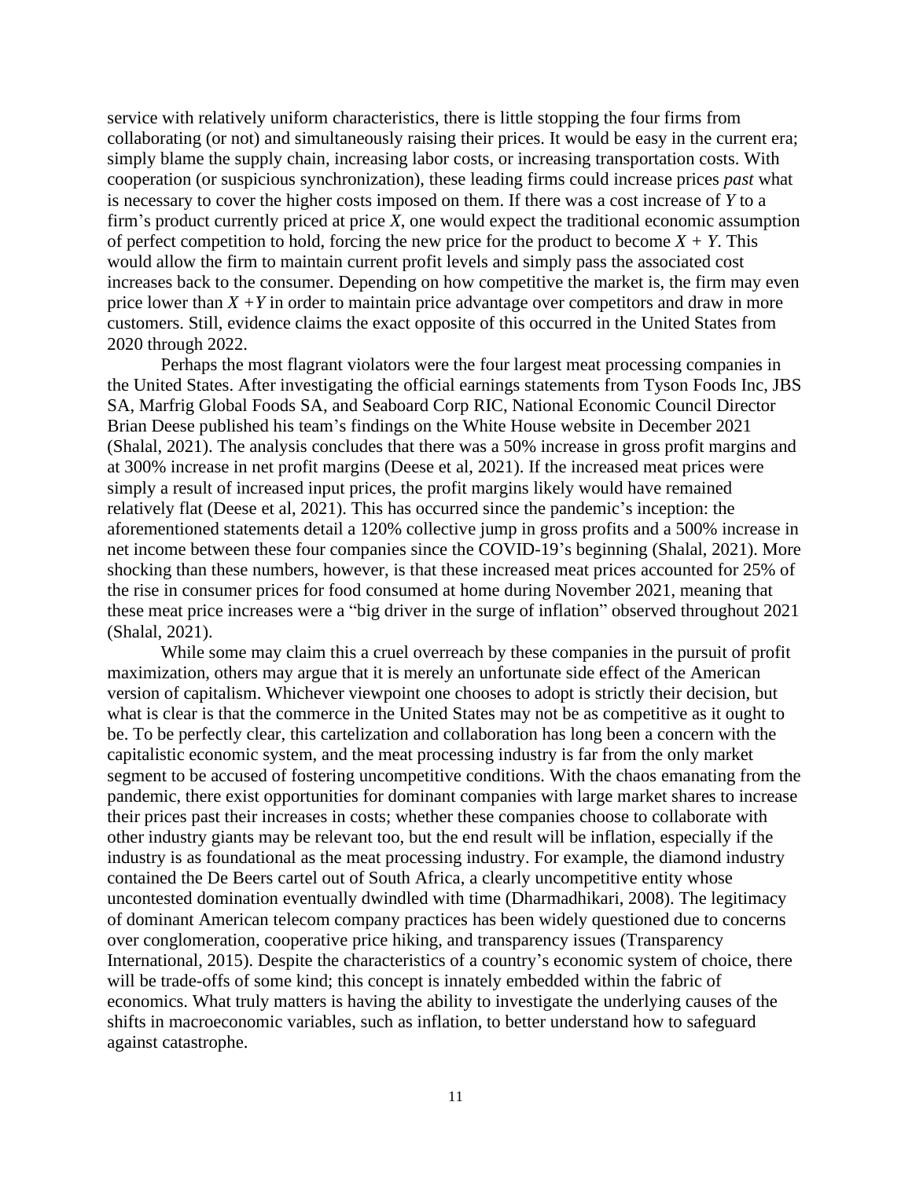service with relatively uniform characteristics, there is little stopping the four firms from collaborating (or not) and simultaneously raising their prices. It would be easy in the current era; simply blame the supply chain, increasing labor costs, or increasing transportation costs. With cooperation (or suspicious synchronization), these leading firms could increase prices *past* what is necessary to cover the higher costs imposed on them. If there was a cost increase of $Y$ to a firm's product currently priced at price $X$, one would expect the traditional economic assumption of perfect competition to hold, forcing the new price for the product to become $X + Y$. This would allow the firm to maintain current profit levels and simply pass the associated cost increases back to the consumer. Depending on how competitive the market is, the firm may even price lower than $X + Y$ in order to maintain price advantage over competitors and draw in more customers. Still, evidence claims the exact opposite of this occurred in the United States from 2020 through 2022.

Perhaps the most flagrant violators were the four largest meat processing companies in the United States. After investigating the official earnings statements from Tyson Foods Inc, JBS SA, Marfrig Global Foods SA, and Seaboard Corp RIC, National Economic Council Director Brian Deese published his team's findings on the White House website in December 2021 (Shalal, 2021). The analysis concludes that there was a 50% increase in gross profit margins and at 300% increase in net profit margins (Deese et al, 2021). If the increased meat prices were simply a result of increased input prices, the profit margins likely would have remained relatively flat (Deese et al, 2021). This has occurred since the pandemic's inception: the aforementioned statements detail a 120% collective jump in gross profits and a 500% increase in net income between these four companies since the COVID-19's beginning (Shalal, 2021). More shocking than these numbers, however, is that these increased meat prices accounted for 25% of the rise in consumer prices for food consumed at home during November 2021, meaning that these meat price increases were a "big driver in the surge of inflation" observed throughout 2021 (Shalal, 2021).

While some may claim this a cruel overreach by these companies in the pursuit of profit maximization, others may argue that it is merely an unfortunate side effect of the American version of capitalism. Whichever viewpoint one chooses to adopt is strictly their decision, but what is clear is that the commerce in the United States may not be as competitive as it ought to be. To be perfectly clear, this cartelization and collaboration has long been a concern with the capitalistic economic system, and the meat processing industry is far from the only market segment to be accused of fostering uncompetitive conditions. With the chaos emanating from the pandemic, there exist opportunities for dominant companies with large market shares to increase their prices past their increases in costs; whether these companies choose to collaborate with other industry giants may be relevant too, but the end result will be inflation, especially if the industry is as foundational as the meat processing industry. For example, the diamond industry contained the De Beers cartel out of South Africa, a clearly uncompetitive entity whose uncontested domination eventually dwindled with time (Dharmadhikari, 2008). The legitimacy of dominant American telecom company practices has been widely questioned due to concerns over conglomeration, cooperative price hiking, and transparency issues (Transparency International, 2015). Despite the characteristics of a country's economic system of choice, there will be trade-offs of some kind; this concept is innately embedded within the fabric of economics. What truly matters is having the ability to investigate the underlying causes of the shifts in macroeconomic variables, such as inflation, to better understand how to safeguard against catastrophe.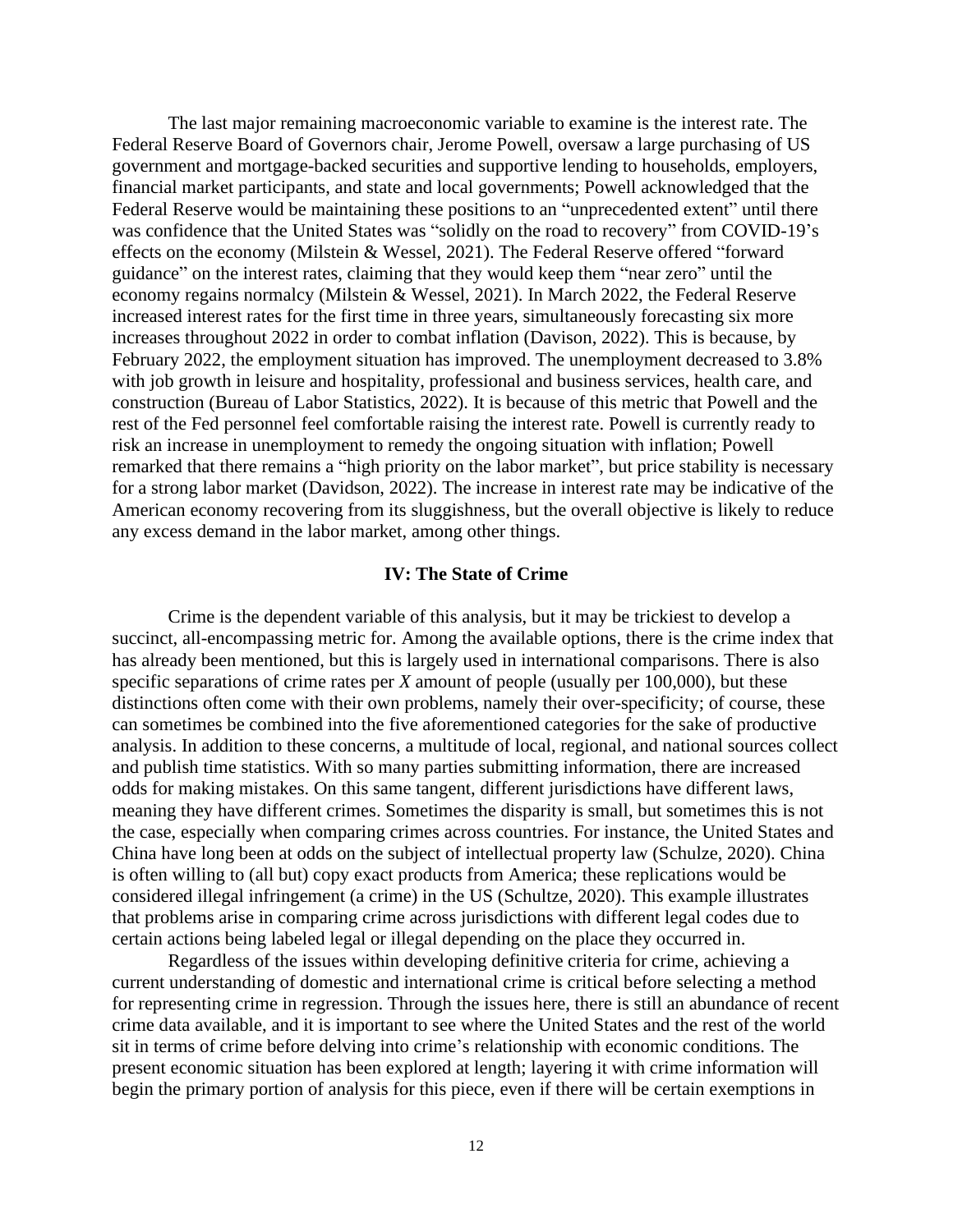The last major remaining macroeconomic variable to examine is the interest rate. The Federal Reserve Board of Governors chair, Jerome Powell, oversaw a large purchasing of US government and mortgage-backed securities and supportive lending to households, employers, financial market participants, and state and local governments; Powell acknowledged that the Federal Reserve would be maintaining these positions to an "unprecedented extent" until there was confidence that the United States was "solidly on the road to recovery" from COVID-19's effects on the economy (Milstein & Wessel, 2021). The Federal Reserve offered "forward guidance" on the interest rates, claiming that they would keep them "near zero" until the economy regains normalcy (Milstein & Wessel, 2021). In March 2022, the Federal Reserve increased interest rates for the first time in three years, simultaneously forecasting six more increases throughout 2022 in order to combat inflation (Davison, 2022). This is because, by February 2022, the employment situation has improved. The unemployment decreased to 3.8% with job growth in leisure and hospitality, professional and business services, health care, and construction (Bureau of Labor Statistics, 2022). It is because of this metric that Powell and the rest of the Fed personnel feel comfortable raising the interest rate. Powell is currently ready to risk an increase in unemployment to remedy the ongoing situation with inflation; Powell remarked that there remains a "high priority on the labor market", but price stability is necessary for a strong labor market (Davidson, 2022). The increase in interest rate may be indicative of the American economy recovering from its sluggishness, but the overall objective is likely to reduce any excess demand in the labor market, among other things.

## IV: The State of Crime

Crime is the dependent variable of this analysis, but it may be trickiest to develop a succinct, all-encompassing metric for. Among the available options, there is the crime index that has already been mentioned, but this is largely used in international comparisons. There is also specific separations of crime rates per *X* amount of people (usually per 100,000), but these distinctions often come with their own problems, namely their over-specificity; of course, these can sometimes be combined into the five aforementioned categories for the sake of productive analysis. In addition to these concerns, a multitude of local, regional, and national sources collect and publish time statistics. With so many parties submitting information, there are increased odds for making mistakes. On this same tangent, different jurisdictions have different laws, meaning they have different crimes. Sometimes the disparity is small, but sometimes this is not the case, especially when comparing crimes across countries. For instance, the United States and China have long been at odds on the subject of intellectual property law (Schulze, 2020). China is often willing to (all but) copy exact products from America; these replications would be considered illegal infringement (a crime) in the US (Schultze, 2020). This example illustrates that problems arise in comparing crime across jurisdictions with different legal codes due to certain actions being labeled legal or illegal depending on the place they occurred in.

Regardless of the issues within developing definitive criteria for crime, achieving a current understanding of domestic and international crime is critical before selecting a method for representing crime in regression. Through the issues here, there is still an abundance of recent crime data available, and it is important to see where the United States and the rest of the world sit in terms of crime before delving into crime's relationship with economic conditions. The present economic situation has been explored at length; layering it with crime information will begin the primary portion of analysis for this piece, even if there will be certain exemptions in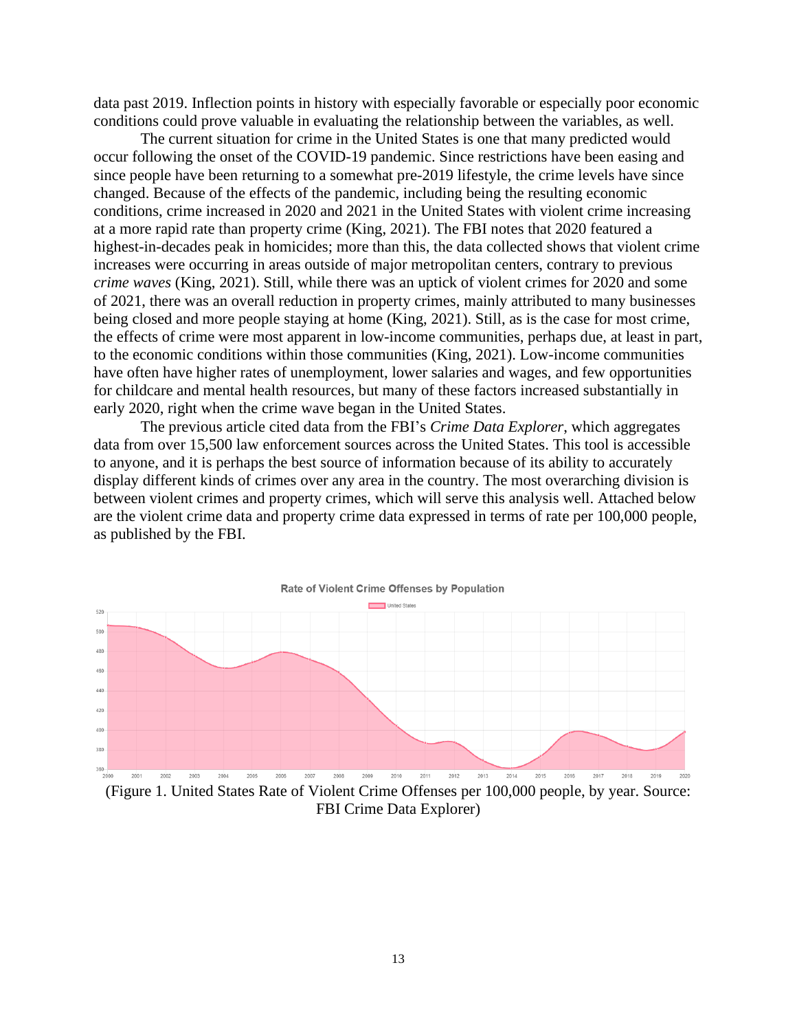data past 2019. Inflection points in history with especially favorable or especially poor economic conditions could prove valuable in evaluating the relationship between the variables, as well.

The current situation for crime in the United States is one that many predicted would occur following the onset of the COVID-19 pandemic. Since restrictions have been easing and since people have been returning to a somewhat pre-2019 lifestyle, the crime levels have since changed. Because of the effects of the pandemic, including being the resulting economic conditions, crime increased in 2020 and 2021 in the United States with violent crime increasing at a more rapid rate than property crime (King, 2021). The FBI notes that 2020 featured a highest-in-decades peak in homicides; more than this, the data collected shows that violent crime increases were occurring in areas outside of major metropolitan centers, contrary to previous *crime waves* (King, 2021). Still, while there was an uptick of violent crimes for 2020 and some of 2021, there was an overall reduction in property crimes, mainly attributed to many businesses being closed and more people staying at home (King, 2021). Still, as is the case for most crime, the effects of crime were most apparent in low-income communities, perhaps due, at least in part, to the economic conditions within those communities (King, 2021). Low-income communities have often have higher rates of unemployment, lower salaries and wages, and few opportunities for childcare and mental health resources, but many of these factors increased substantially in early 2020, right when the crime wave began in the United States.

The previous article cited data from the FBI's *Crime Data Explorer*, which aggregates data from over 15,500 law enforcement sources across the United States. This tool is accessible to anyone, and it is perhaps the best source of information because of its ability to accurately display different kinds of crimes over any area in the country. The most overarching division is between violent crimes and property crimes, which will serve this analysis well. Attached below are the violent crime data and property crime data expressed in terms of rate per 100,000 people, as published by the FBI.

Rate of Violent Crime Offenses by Population

United States

520
500
480
460
440
420
400
380
360

2000 2001 2002 2003 2004 2005 2006 2007 2008 2009 2010 2011 2012 2013 2014 2015 2016 2017 2018 2019 2020

(Figure 1. United States Rate of Violent Crime Offenses per 100,000 people, by year. Source: FBI Crime Data Explorer)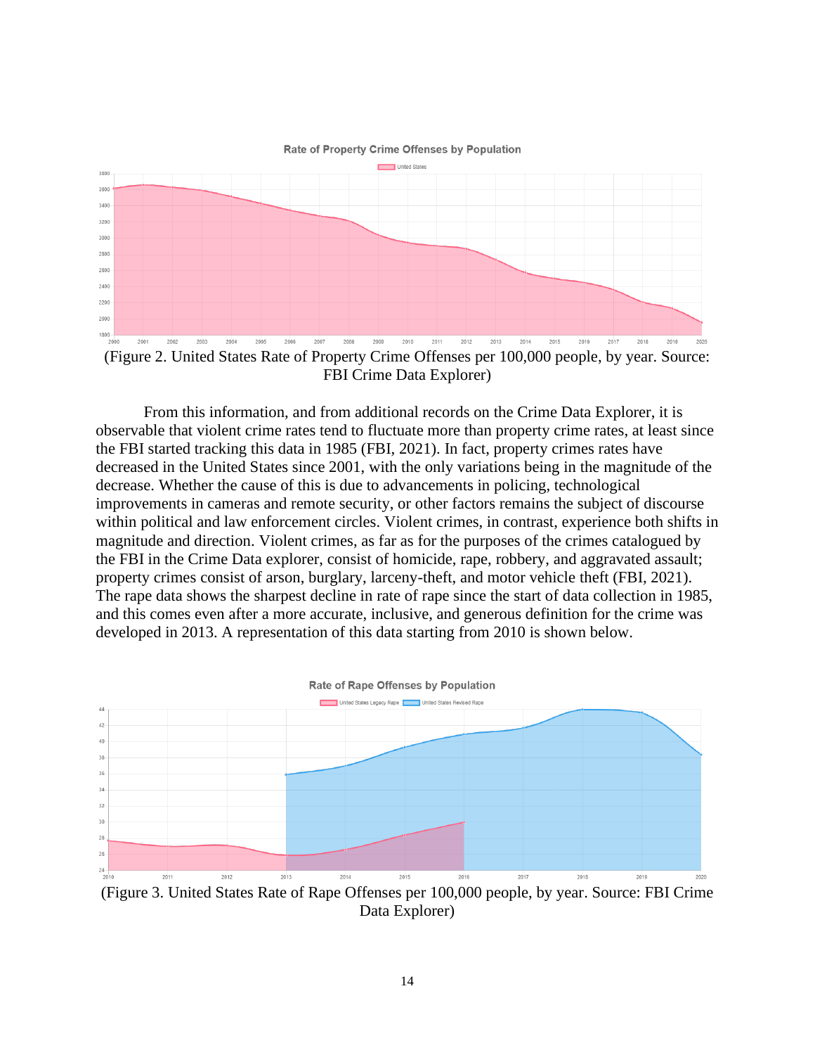(Figure 2. United States Rate of Property Crime Offenses per 100,000 people, by year. Source: FBI Crime Data Explorer)

From this information, and from additional records on the Crime Data Explorer, it is observable that violent crime rates tend to fluctuate more than property crime rates, at least since the FBI started tracking this data in 1985 (FBI, 2021). In fact, property crimes rates have decreased in the United States since 2001, with the only variations being in the magnitude of the decrease. Whether the cause of this is due to advancements in policing, technological improvements in cameras and remote security, or other factors remains the subject of discourse within political and law enforcement circles. Violent crimes, in contrast, experience both shifts in magnitude and direction. Violent crimes, as far as for the purposes of the crimes catalogued by the FBI in the Crime Data explorer, consist of homicide, rape, robbery, and aggravated assault; property crimes consist of arson, burglary, larceny-theft, and motor vehicle theft (FBI, 2021). The rape data shows the sharpest decline in rate of rape since the start of data collection in 1985, and this comes even after a more accurate, inclusive, and generous definition for the crime was developed in 2013. A representation of this data starting from 2010 is shown below.

(Figure 3. United States Rate of Rape Offenses per 100,000 people, by year. Source: FBI Crime Data Explorer)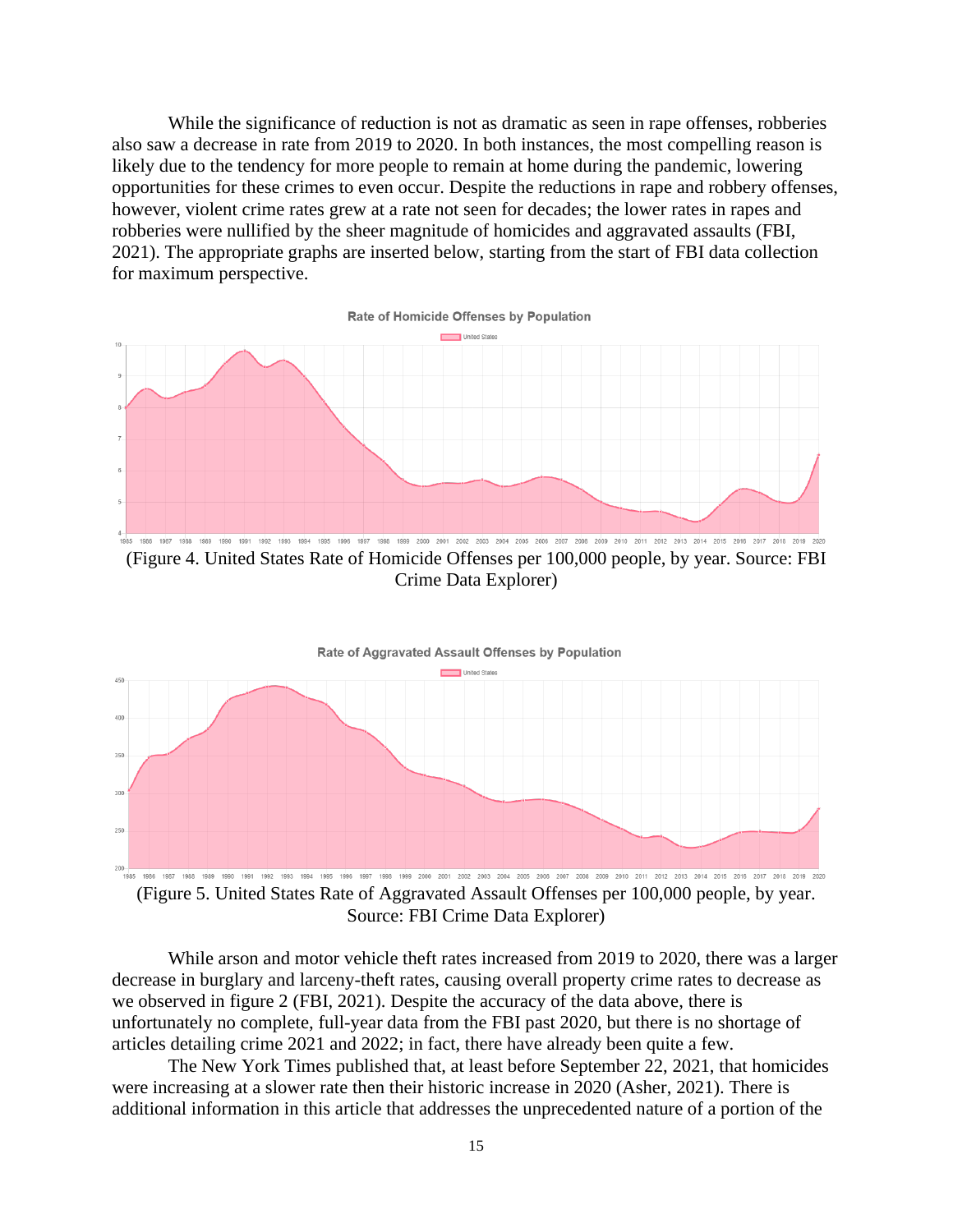While the significance of reduction is not as dramatic as seen in rape offenses, robberies also saw a decrease in rate from 2019 to 2020. In both instances, the most compelling reason is likely due to the tendency for more people to remain at home during the pandemic, lowering opportunities for these crimes to even occur. Despite the reductions in rape and robbery offenses, however, violent crime rates grew at a rate not seen for decades; the lower rates in rapes and robberies were nullified by the sheer magnitude of homicides and aggravated assaults (FBI, 2021). The appropriate graphs are inserted below, starting from the start of FBI data collection for maximum perspective.

Rate of Homicide Offenses by Population

United States

10
9
8
7
6
5
4

1985 1986 1987 1988 1989 1990 1991 1992 1993 1994 1995 1996 1997 1998 1999 2000 2001 2002 2003 2004 2005 2006 2007 2008 2009 2010 2011 2012 2013 2014 2015 2016 2017 2018 2019 2020

(Figure 4. United States Rate of Homicide Offenses per 100,000 people, by year. Source: FBI Crime Data Explorer)

Rate of Aggravated Assault Offenses by Population

United States

450
400
350
300
250
200

1985 1986 1987 1988 1989 1990 1991 1992 1993 1994 1995 1996 1997 1998 1999 2000 2001 2002 2003 2004 2005 2006 2007 2008 2009 2010 2011 2012 2013 2014 2015 2016 2017 2018 2019 2020

(Figure 5. United States Rate of Aggravated Assault Offenses per 100,000 people, by year. Source: FBI Crime Data Explorer)

While arson and motor vehicle theft rates increased from 2019 to 2020, there was a larger decrease in burglary and larceny-theft rates, causing overall property crime rates to decrease as we observed in figure 2 (FBI, 2021). Despite the accuracy of the data above, there is unfortunately no complete, full-year data from the FBI past 2020, but there is no shortage of articles detailing crime 2021 and 2022; in fact, there have already been quite a few.

The New York Times published that, at least before September 22, 2021, that homicides were increasing at a slower rate then their historic increase in 2020 (Asher, 2021). There is additional information in this article that addresses the unprecedented nature of a portion of the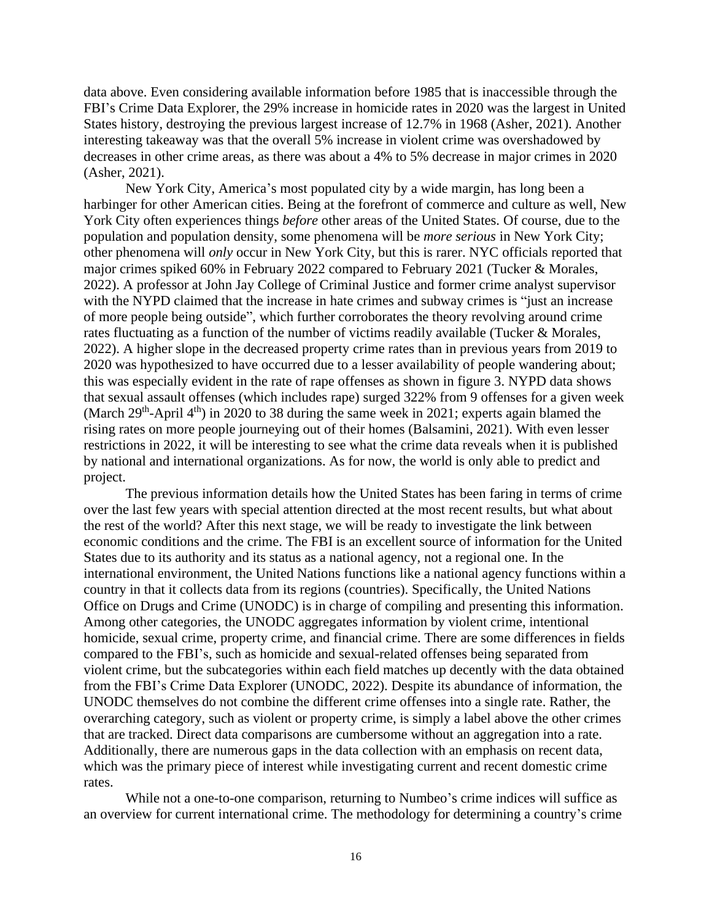data above. Even considering available information before 1985 that is inaccessible through the FBI's Crime Data Explorer, the 29% increase in homicide rates in 2020 was the largest in United States history, destroying the previous largest increase of 12.7% in 1968 (Asher, 2021). Another interesting takeaway was that the overall 5% increase in violent crime was overshadowed by decreases in other crime areas, as there was about a 4% to 5% decrease in major crimes in 2020 (Asher, 2021).

New York City, America's most populated city by a wide margin, has long been a harbinger for other American cities. Being at the forefront of commerce and culture as well, New York City often experiences things *before* other areas of the United States. Of course, due to the population and population density, some phenomena will be *more serious* in New York City; other phenomena will *only* occur in New York City, but this is rarer. NYC officials reported that major crimes spiked 60% in February 2022 compared to February 2021 (Tucker & Morales, 2022). A professor at John Jay College of Criminal Justice and former crime analyst supervisor with the NYPD claimed that the increase in hate crimes and subway crimes is "just an increase of more people being outside", which further corroborates the theory revolving around crime rates fluctuating as a function of the number of victims readily available (Tucker & Morales, 2022). A higher slope in the decreased property crime rates than in previous years from 2019 to 2020 was hypothesized to have occurred due to a lesser availability of people wandering about; this was especially evident in the rate of rape offenses as shown in figure 3. NYPD data shows that sexual assault offenses (which includes rape) surged 322% from 9 offenses for a given week (March 29th-April 4th) in 2020 to 38 during the same week in 2021; experts again blamed the rising rates on more people journeying out of their homes (Balsamini, 2021). With even lesser restrictions in 2022, it will be interesting to see what the crime data reveals when it is published by national and international organizations. As for now, the world is only able to predict and project.

The previous information details how the United States has been faring in terms of crime over the last few years with special attention directed at the most recent results, but what about the rest of the world? After this next stage, we will be ready to investigate the link between economic conditions and the crime. The FBI is an excellent source of information for the United States due to its authority and its status as a national agency, not a regional one. In the international environment, the United Nations functions like a national agency functions within a country in that it collects data from its regions (countries). Specifically, the United Nations Office on Drugs and Crime (UNODC) is in charge of compiling and presenting this information. Among other categories, the UNODC aggregates information by violent crime, intentional homicide, sexual crime, property crime, and financial crime. There are some differences in fields compared to the FBI's, such as homicide and sexual-related offenses being separated from violent crime, but the subcategories within each field matches up decently with the data obtained from the FBI's Crime Data Explorer (UNODC, 2022). Despite its abundance of information, the UNODC themselves do not combine the different crime offenses into a single rate. Rather, the overarching category, such as violent or property crime, is simply a label above the other crimes that are tracked. Direct data comparisons are cumbersome without an aggregation into a rate. Additionally, there are numerous gaps in the data collection with an emphasis on recent data, which was the primary piece of interest while investigating current and recent domestic crime rates.

While not a one-to-one comparison, returning to Numbeo's crime indices will suffice as an overview for current international crime. The methodology for determining a country's crime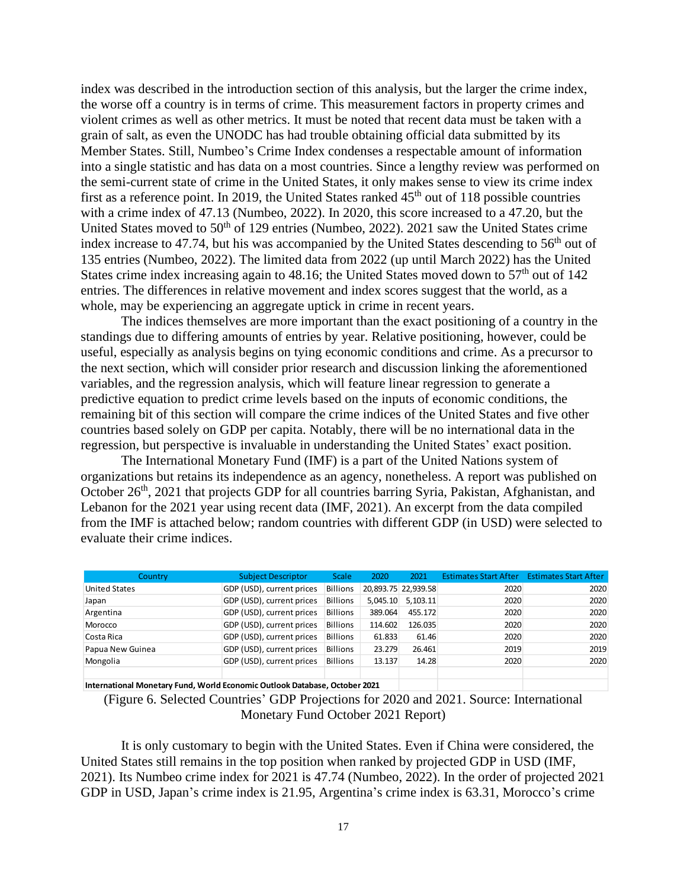index was described in the introduction section of this analysis, but the larger the crime index, the worse off a country is in terms of crime. This measurement factors in property crimes and violent crimes as well as other metrics. It must be noted that recent data must be taken with a grain of salt, as even the UNODC has had trouble obtaining official data submitted by its Member States. Still, Numbeo's Crime Index condenses a respectable amount of information into a single statistic and has data on a most countries. Since a lengthy review was performed on the semi-current state of crime in the United States, it only makes sense to view its crime index first as a reference point. In 2019, the United States ranked 45th out of 118 possible countries with a crime index of 47.13 (Numbeo, 2022). In 2020, this score increased to a 47.20, but the United States moved to 50th of 129 entries (Numbeo, 2022). 2021 saw the United States crime index increase to 47.74, but his was accompanied by the United States descending to 56th out of 135 entries (Numbeo, 2022). The limited data from 2022 (up until March 2022) has the United States crime index increasing again to 48.16; the United States moved down to 57th out of 142 entries. The differences in relative movement and index scores suggest that the world, as a whole, may be experiencing an aggregate uptick in crime in recent years.

The indices themselves are more important than the exact positioning of a country in the standings due to differing amounts of entries by year. Relative positioning, however, could be useful, especially as analysis begins on tying economic conditions and crime. As a precursor to the next section, which will consider prior research and discussion linking the aforementioned variables, and the regression analysis, which will feature linear regression to generate a predictive equation to predict crime levels based on the inputs of economic conditions, the remaining bit of this section will compare the crime indices of the United States and five other countries based solely on GDP per capita. Notably, there will be no international data in the regression, but perspective is invaluable in understanding the United States' exact position.

The International Monetary Fund (IMF) is a part of the United Nations system of organizations but retains its independence as an agency, nonetheless. A report was published on October 26th, 2021 that projects GDP for all countries barring Syria, Pakistan, Afghanistan, and Lebanon for the 2021 year using recent data (IMF, 2021). An excerpt from the data compiled from the IMF is attached below; random countries with different GDP (in USD) were selected to evaluate their crime indices.

| Country | Subject Descriptor | Scale | 2020 | 2021 | Estimates Start After | Estimates Start After |
|---|---|---|---|---|---|---|
| United States | GDP (USD), current prices | Billions | 20,893.75 | 22,939.58 | 2020 | 2020 |
| Japan | GDP (USD), current prices | Billions | 5,045.10 | 5,103.11 | 2020 | 2020 |
| Argentina | GDP (USD), current prices | Billions | 389.064 | 455.172 | 2020 | 2020 |
| Morocco | GDP (USD), current prices | Billions | 114.602 | 126.035 | 2020 | 2020 |
| Costa Rica | GDP (USD), current prices | Billions | 61.833 | 61.46 | 2020 | 2020 |
| Papua New Guinea | GDP (USD), current prices | Billions | 23.279 | 26.461 | 2019 | 2019 |
| Mongolia | GDP (USD), current prices | Billions | 13.137 | 14.28 | 2020 | 2020 |

**International Monetary Fund, World Economic Outlook Database, October 2021**

(Figure 6. Selected Countries' GDP Projections for 2020 and 2021. Source: International Monetary Fund October 2021 Report)

It is only customary to begin with the United States. Even if China were considered, the United States still remains in the top position when ranked by projected GDP in USD (IMF, 2021). Its Numbeo crime index for 2021 is 47.74 (Numbeo, 2022). In the order of projected 2021 GDP in USD, Japan's crime index is 21.95, Argentina's crime index is 63.31, Morocco's crime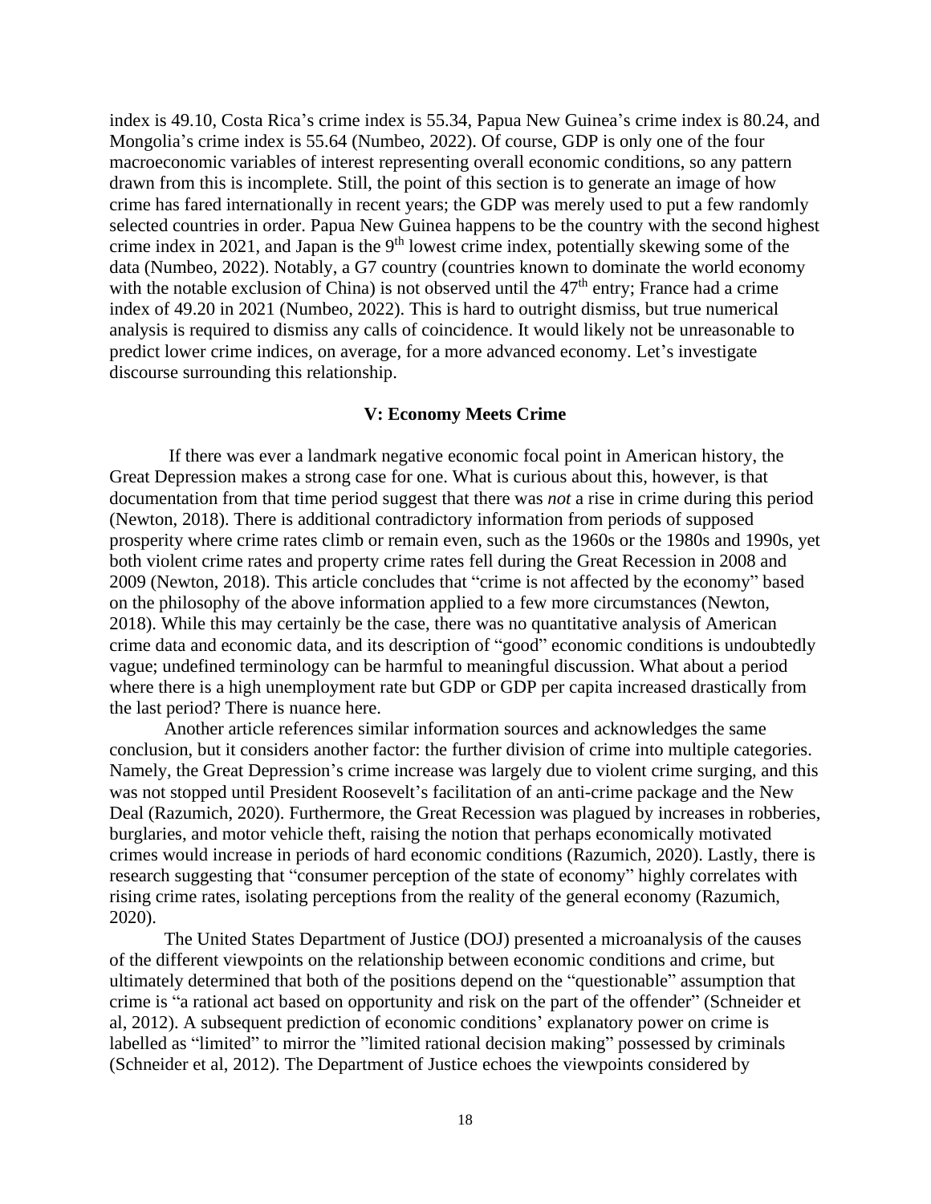index is 49.10, Costa Rica's crime index is 55.34, Papua New Guinea's crime index is 80.24, and Mongolia's crime index is 55.64 (Numbeo, 2022). Of course, GDP is only one of the four macroeconomic variables of interest representing overall economic conditions, so any pattern drawn from this is incomplete. Still, the point of this section is to generate an image of how crime has fared internationally in recent years; the GDP was merely used to put a few randomly selected countries in order. Papua New Guinea happens to be the country with the second highest crime index in 2021, and Japan is the 9th lowest crime index, potentially skewing some of the data (Numbeo, 2022). Notably, a G7 country (countries known to dominate the world economy with the notable exclusion of China) is not observed until the 47th entry; France had a crime index of 49.20 in 2021 (Numbeo, 2022). This is hard to outright dismiss, but true numerical analysis is required to dismiss any calls of coincidence. It would likely not be unreasonable to predict lower crime indices, on average, for a more advanced economy. Let's investigate discourse surrounding this relationship.

## V: Economy Meets Crime

If there was ever a landmark negative economic focal point in American history, the Great Depression makes a strong case for one. What is curious about this, however, is that documentation from that time period suggest that there was *not* a rise in crime during this period (Newton, 2018). There is additional contradictory information from periods of supposed prosperity where crime rates climb or remain even, such as the 1960s or the 1980s and 1990s, yet both violent crime rates and property crime rates fell during the Great Recession in 2008 and 2009 (Newton, 2018). This article concludes that "crime is not affected by the economy" based on the philosophy of the above information applied to a few more circumstances (Newton, 2018). While this may certainly be the case, there was no quantitative analysis of American crime data and economic data, and its description of "good" economic conditions is undoubtedly vague; undefined terminology can be harmful to meaningful discussion. What about a period where there is a high unemployment rate but GDP or GDP per capita increased drastically from the last period? There is nuance here.

Another article references similar information sources and acknowledges the same conclusion, but it considers another factor: the further division of crime into multiple categories. Namely, the Great Depression's crime increase was largely due to violent crime surging, and this was not stopped until President Roosevelt's facilitation of an anti-crime package and the New Deal (Razumich, 2020). Furthermore, the Great Recession was plagued by increases in robberies, burglaries, and motor vehicle theft, raising the notion that perhaps economically motivated crimes would increase in periods of hard economic conditions (Razumich, 2020). Lastly, there is research suggesting that "consumer perception of the state of economy" highly correlates with rising crime rates, isolating perceptions from the reality of the general economy (Razumich, 2020).

The United States Department of Justice (DOJ) presented a microanalysis of the causes of the different viewpoints on the relationship between economic conditions and crime, but ultimately determined that both of the positions depend on the "questionable" assumption that crime is "a rational act based on opportunity and risk on the part of the offender" (Schneider et al, 2012). A subsequent prediction of economic conditions' explanatory power on crime is labelled as "limited" to mirror the "limited rational decision making" possessed by criminals (Schneider et al, 2012). The Department of Justice echoes the viewpoints considered by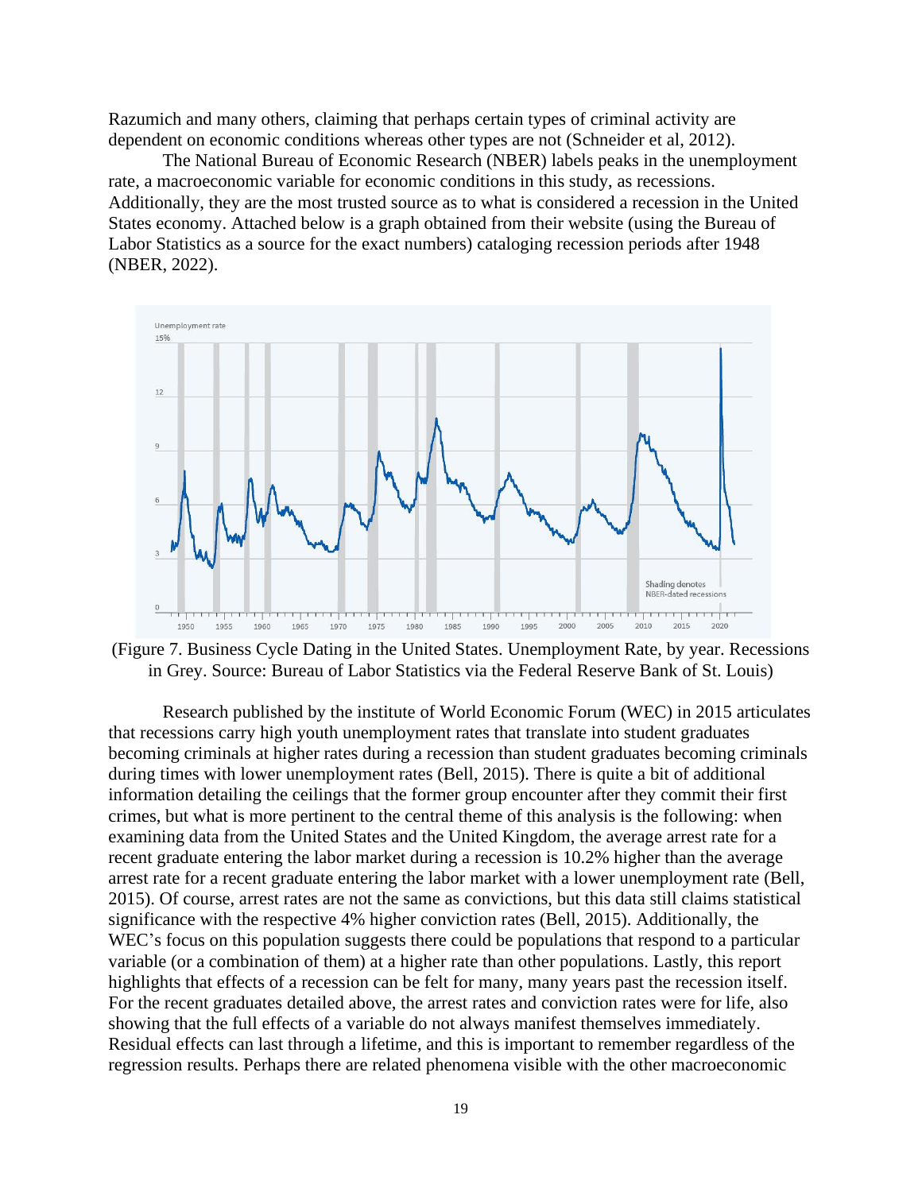Razumich and many others, claiming that perhaps certain types of criminal activity are dependent on economic conditions whereas other types are not (Schneider et al, 2012).

The National Bureau of Economic Research (NBER) labels peaks in the unemployment rate, a macroeconomic variable for economic conditions in this study, as recessions. Additionally, they are the most trusted source as to what is considered a recession in the United States economy. Attached below is a graph obtained from their website (using the Bureau of Labor Statistics as a source for the exact numbers) cataloging recession periods after 1948 (NBER, 2022).

Unemployment rate
15%
12
9
6
3
0
1950 1955 1960 1965 1970 1975 1980 1985 1990 1995 2000 2005 2010 2015 2020
Shading denotes NBER-dated recessions

(Figure 7. Business Cycle Dating in the United States. Unemployment Rate, by year. Recessions in Grey. Source: Bureau of Labor Statistics via the Federal Reserve Bank of St. Louis)

Research published by the institute of World Economic Forum (WEC) in 2015 articulates that recessions carry high youth unemployment rates that translate into student graduates becoming criminals at higher rates during a recession than student graduates becoming criminals during times with lower unemployment rates (Bell, 2015). There is quite a bit of additional information detailing the ceilings that the former group encounter after they commit their first crimes, but what is more pertinent to the central theme of this analysis is the following: when examining data from the United States and the United Kingdom, the average arrest rate for a recent graduate entering the labor market during a recession is 10.2% higher than the average arrest rate for a recent graduate entering the labor market with a lower unemployment rate (Bell, 2015). Of course, arrest rates are not the same as convictions, but this data still claims statistical significance with the respective 4% higher conviction rates (Bell, 2015). Additionally, the WEC's focus on this population suggests there could be populations that respond to a particular variable (or a combination of them) at a higher rate than other populations. Lastly, this report highlights that effects of a recession can be felt for many, many years past the recession itself. For the recent graduates detailed above, the arrest rates and conviction rates were for life, also showing that the full effects of a variable do not always manifest themselves immediately. Residual effects can last through a lifetime, and this is important to remember regardless of the regression results. Perhaps there are related phenomena visible with the other macroeconomic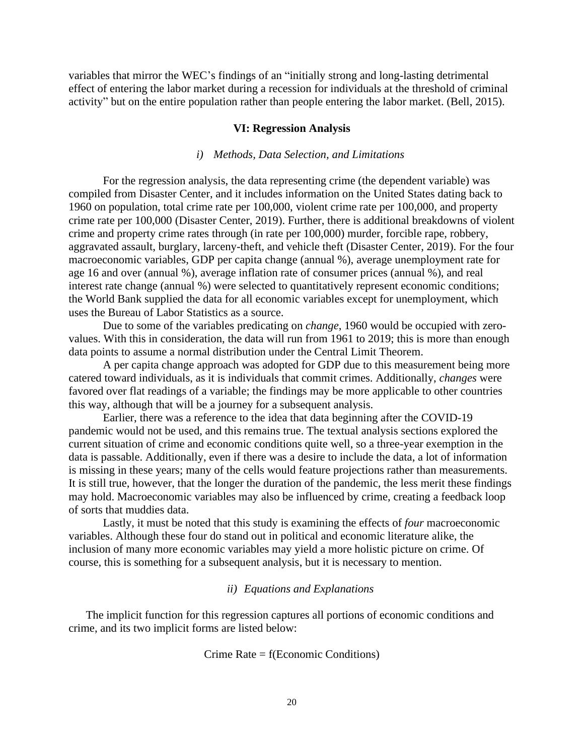variables that mirror the WEC's findings of an "initially strong and long-lasting detrimental effect of entering the labor market during a recession for individuals at the threshold of criminal activity" but on the entire population rather than people entering the labor market. (Bell, 2015).

## VI: Regression Analysis

### *i) Methods, Data Selection, and Limitations*

For the regression analysis, the data representing crime (the dependent variable) was compiled from Disaster Center, and it includes information on the United States dating back to 1960 on population, total crime rate per 100,000, violent crime rate per 100,000, and property crime rate per 100,000 (Disaster Center, 2019). Further, there is additional breakdowns of violent crime and property crime rates through (in rate per 100,000) murder, forcible rape, robbery, aggravated assault, burglary, larceny-theft, and vehicle theft (Disaster Center, 2019). For the four macroeconomic variables, GDP per capita change (annual %), average unemployment rate for age 16 and over (annual %), average inflation rate of consumer prices (annual %), and real interest rate change (annual %) were selected to quantitatively represent economic conditions; the World Bank supplied the data for all economic variables except for unemployment, which uses the Bureau of Labor Statistics as a source.

Due to some of the variables predicating on *change*, 1960 would be occupied with zero-values. With this in consideration, the data will run from 1961 to 2019; this is more than enough data points to assume a normal distribution under the Central Limit Theorem.

A per capita change approach was adopted for GDP due to this measurement being more catered toward individuals, as it is individuals that commit crimes. Additionally, *changes* were favored over flat readings of a variable; the findings may be more applicable to other countries this way, although that will be a journey for a subsequent analysis.

Earlier, there was a reference to the idea that data beginning after the COVID-19 pandemic would not be used, and this remains true. The textual analysis sections explored the current situation of crime and economic conditions quite well, so a three-year exemption in the data is passable. Additionally, even if there was a desire to include the data, a lot of information is missing in these years; many of the cells would feature projections rather than measurements. It is still true, however, that the longer the duration of the pandemic, the less merit these findings may hold. Macroeconomic variables may also be influenced by crime, creating a feedback loop of sorts that muddies data.

Lastly, it must be noted that this study is examining the effects of *four* macroeconomic variables. Although these four do stand out in political and economic literature alike, the inclusion of many more economic variables may yield a more holistic picture on crime. Of course, this is something for a subsequent analysis, but it is necessary to mention.

### *ii) Equations and Explanations*

The implicit function for this regression captures all portions of economic conditions and crime, and its two implicit forms are listed below:

$$\text{Crime Rate} = f(\text{Economic Conditions})$$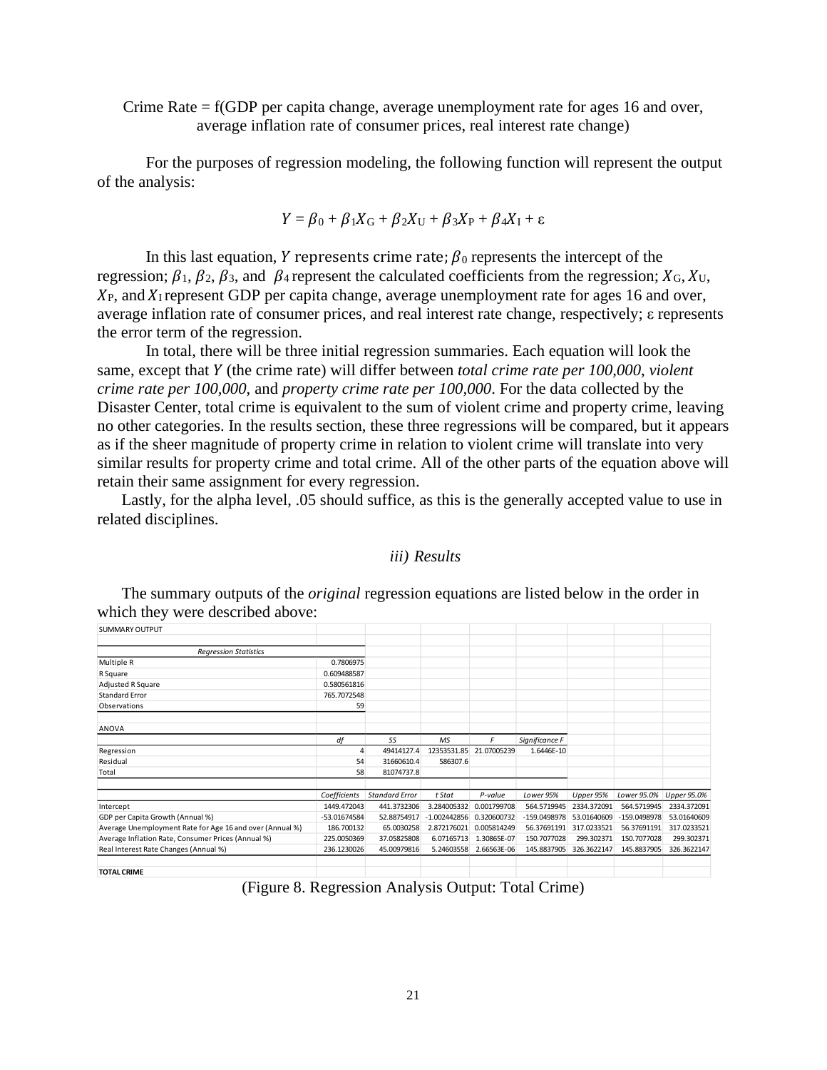Crime Rate = f(GDP per capita change, average unemployment rate for ages 16 and over, average inflation rate of consumer prices, real interest rate change)

For the purposes of regression modeling, the following function will represent the output of the analysis:

$$Y = \beta_0 + \beta_1 X_G + \beta_2 X_U + \beta_3 X_P + \beta_4 X_I + \varepsilon$$

In this last equation, $Y$ represents crime rate; $\beta_0$ represents the intercept of the regression; $\beta_1$, $\beta_2$, $\beta_3$, and $\beta_4$ represent the calculated coefficients from the regression; $X_G$, $X_U$, $X_P$, and $X_I$ represent GDP per capita change, average unemployment rate for ages 16 and over, average inflation rate of consumer prices, and real interest rate change, respectively; ε represents the error term of the regression.

In total, there will be three initial regression summaries. Each equation will look the same, except that $Y$ (the crime rate) will differ between *total crime rate per 100,000*, *violent crime rate per 100,000*, and *property crime rate per 100,000*. For the data collected by the Disaster Center, total crime is equivalent to the sum of violent crime and property crime, leaving no other categories. In the results section, these three regressions will be compared, but it appears as if the sheer magnitude of property crime in relation to violent crime will translate into very similar results for property crime and total crime. All of the other parts of the equation above will retain their same assignment for every regression.

Lastly, for the alpha level, .05 should suffice, as this is the generally accepted value to use in related disciplines.

### *iii) Results*

The summary outputs of the *original* regression equations are listed below in the order in which they were described above:

SUMMARY OUTPUT

| *Regression Statistics* | |
|---|---|
| Multiple R | 0.7806975 |
| R Square | 0.609488587 |
| Adjusted R Square | 0.580561816 |
| Standard Error | 765.7072548 |
| Observations | 59 |

ANOVA

| | *df* | *SS* | *MS* | *F* | *Significance F* |
|---|---|---|---|---|---|
| Regression | 4 | 49414127.4 | 12353531.85 | 21.07005239 | 1.6446E-10 |
| Residual | 54 | 31660610.4 | 586307.6 | | |
| Total | 58 | 81074737.8 | | | |

| | *Coefficients* | *Standard Error* | *t Stat* | *P-value* | *Lower 95%* | *Upper 95%* | *Lower 95.0%* | *Upper 95.0%* |
|---|---|---|---|---|---|---|---|---|
| Intercept | 1449.472043 | 441.3732306 | 3.284005332 | 0.001799708 | 564.5719945 | 2334.372091 | 564.5719945 | 2334.372091 |
| GDP per Capita Growth (Annual %) | -53.01674584 | 52.88754917 | -1.002442856 | 0.320600732 | -159.0498978 | 53.01640609 | -159.0498978 | 53.01640609 |
| Average Unemployment Rate for Age 16 and over (Annual %) | 186.700132 | 65.0030258 | 2.872176021 | 0.005814249 | 56.37691191 | 317.0233521 | 56.37691191 | 317.0233521 |
| Average Inflation Rate, Consumer Prices (Annual %) | 225.0050369 | 37.05825808 | 6.07165713 | 1.30865E-07 | 150.7077028 | 299.302371 | 150.7077028 | 299.302371 |
| Real Interest Rate Changes (Annual %) | 236.1230026 | 45.00979816 | 5.24603558 | 2.66563E-06 | 145.8837905 | 326.3622147 | 145.8837905 | 326.3622147 |

**TOTAL CRIME**

(Figure 8. Regression Analysis Output: Total Crime)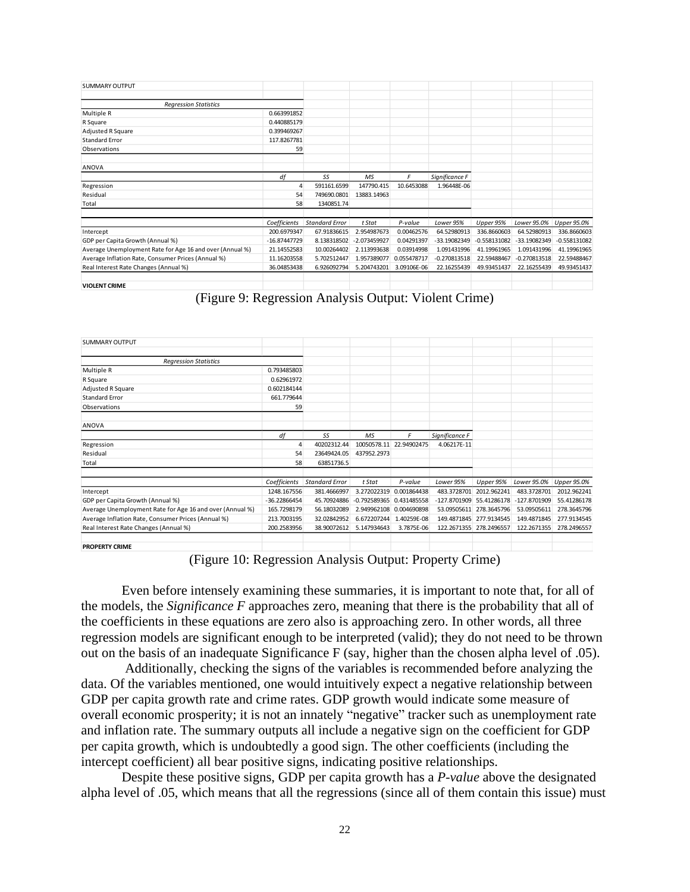| SUMMARY OUTPUT | | | | | | | | |
|---|---|---|---|---|---|---|---|---|
| | | | | | | | | |
| *Regression Statistics* | | | | | | | | |
| Multiple R | 0.663991852 | | | | | | | |
| R Square | 0.440885179 | | | | | | | |
| Adjusted R Square | 0.399469267 | | | | | | | |
| Standard Error | 117.8267781 | | | | | | | |
| Observations | 59 | | | | | | | |
| | | | | | | | | |
| ANOVA | | | | | | | | |
| | *df* | *SS* | *MS* | *F* | *Significance F* | | | |
| Regression | 4 | 591161.6599 | 147790.415 | 10.6453088 | 1.96448E-06 | | | |
| Residual | 54 | 749690.0801 | 13883.14963 | | | | | |
| Total | 58 | 1340851.74 | | | | | | |
| | | | | | | | | |
| | *Coefficients* | *Standard Error* | *t Stat* | *P-value* | *Lower 95%* | *Upper 95%* | *Lower 95.0%* | *Upper 95.0%* |
| Intercept | 200.6979347 | 67.91836615 | 2.954987673 | 0.00462576 | 64.52980913 | 336.8660603 | 64.52980913 | 336.8660603 |
| GDP per Capita Growth (Annual %) | -16.87447729 | 8.138318502 | -2.073459927 | 0.04291397 | -33.19082349 | -0.558131082 | -33.19082349 | -0.558131082 |
| Average Unemployment Rate for Age 16 and over (Annual %) | 21.14552583 | 10.00264402 | 2.113993638 | 0.03914998 | 1.091431996 | 41.19961965 | 1.091431996 | 41.19961965 |
| Average Inflation Rate, Consumer Prices (Annual %) | 11.16203558 | 5.702512447 | 1.957389077 | 0.055478717 | -0.270813518 | 22.59488467 | -0.270813518 | 22.59488467 |
| Real Interest Rate Changes (Annual %) | 36.04853438 | 6.926092794 | 5.204743201 | 3.09106E-06 | 22.16255439 | 49.93451437 | 22.16255439 | 49.93451437 |
| | | | | | | | | |
| **VIOLENT CRIME** | | | | | | | | |

(Figure 9: Regression Analysis Output: Violent Crime)

| SUMMARY OUTPUT | | | | | | | | |
|---|---|---|---|---|---|---|---|---|
| | | | | | | | | |
| *Regression Statistics* | | | | | | | | |
| Multiple R | 0.793485803 | | | | | | | |
| R Square | 0.62961972 | | | | | | | |
| Adjusted R Square | 0.602184144 | | | | | | | |
| Standard Error | 661.779644 | | | | | | | |
| Observations | 59 | | | | | | | |
| | | | | | | | | |
| ANOVA | | | | | | | | |
| | *df* | *SS* | *MS* | *F* | *Significance F* | | | |
| Regression | 4 | 40202312.44 | 10050578.11 | 22.94902475 | 4.06217E-11 | | | |
| Residual | 54 | 23649424.05 | 437952.2973 | | | | | |
| Total | 58 | 63851736.5 | | | | | | |
| | | | | | | | | |
| | *Coefficients* | *Standard Error* | *t Stat* | *P-value* | *Lower 95%* | *Upper 95%* | *Lower 95.0%* | *Upper 95.0%* |
| Intercept | 1248.167556 | 381.4666997 | 3.272022319 | 0.001864438 | 483.3728701 | 2012.962241 | 483.3728701 | 2012.962241 |
| GDP per Capita Growth (Annual %) | -36.22866454 | 45.70924886 | -0.792589365 | 0.431485558 | -127.8701909 | 55.41286178 | -127.8701909 | 55.41286178 |
| Average Unemployment Rate for Age 16 and over (Annual %) | 165.7298179 | 56.18032089 | 2.949962108 | 0.004690898 | 53.09505611 | 278.3645796 | 53.09505611 | 278.3645796 |
| Average Inflation Rate, Consumer Prices (Annual %) | 213.7003195 | 32.02842952 | 6.672207244 | 1.40259E-08 | 149.4871845 | 277.9134545 | 149.4871845 | 277.9134545 |
| Real Interest Rate Changes (Annual %) | 200.2583956 | 38.90072612 | 5.147934643 | 3.7875E-06 | 122.2671355 | 278.2496557 | 122.2671355 | 278.2496557 |
| | | | | | | | | |
| **PROPERTY CRIME** | | | | | | | | |

(Figure 10: Regression Analysis Output: Property Crime)

Even before intensely examining these summaries, it is important to note that, for all of the models, the *Significance F* approaches zero, meaning that there is the probability that all of the coefficients in these equations are zero also is approaching zero. In other words, all three regression models are significant enough to be interpreted (valid); they do not need to be thrown out on the basis of an inadequate Significance F (say, higher than the chosen alpha level of .05).

Additionally, checking the signs of the variables is recommended before analyzing the data. Of the variables mentioned, one would intuitively expect a negative relationship between GDP per capita growth rate and crime rates. GDP growth would indicate some measure of overall economic prosperity; it is not an innately "negative" tracker such as unemployment rate and inflation rate. The summary outputs all include a negative sign on the coefficient for GDP per capita growth, which is undoubtedly a good sign. The other coefficients (including the intercept coefficient) all bear positive signs, indicating positive relationships.

Despite these positive signs, GDP per capita growth has a *P-value* above the designated alpha level of .05, which means that all the regressions (since all of them contain this issue) must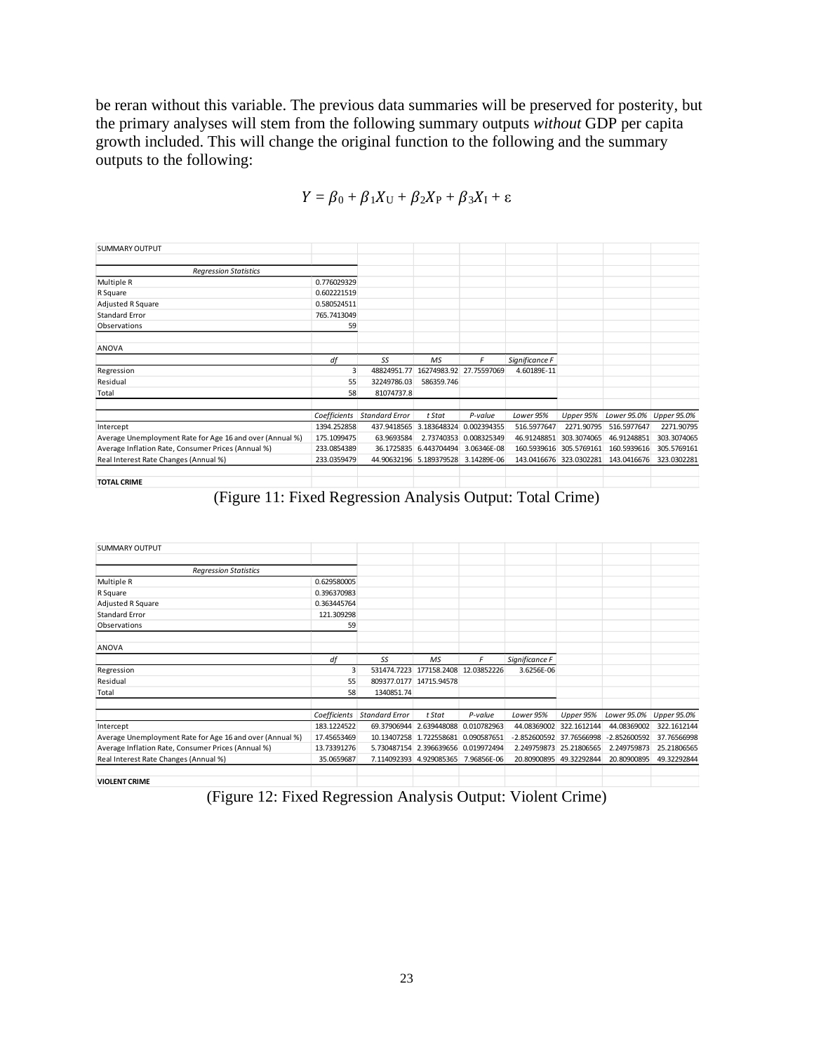be reran without this variable. The previous data summaries will be preserved for posterity, but the primary analyses will stem from the following summary outputs *without* GDP per capita growth included. This will change the original function to the following and the summary outputs to the following:

$$Y = \beta_0 + \beta_1 X_U + \beta_2 X_P + \beta_3 X_I + \varepsilon$$

| SUMMARY OUTPUT | | | | | | | | | |
|---|---|---|---|---|---|---|---|---|---|
| | | | | | | | | | |
| *Regression Statistics* | | | | | | | | | |
| Multiple R | 0.776029329 | | | | | | | | |
| R Square | 0.602221519 | | | | | | | | |
| Adjusted R Square | 0.580524511 | | | | | | | | |
| Standard Error | 765.7413049 | | | | | | | | |
| Observations | 59 | | | | | | | | |
| | | | | | | | | | |
| ANOVA | | | | | | | | | |
| | *df* | *SS* | *MS* | *F* | *Significance F* | | | | |
| Regression | 3 | 48824951.77 | 16274983.92 | 27.75597069 | 4.60189E-11 | | | | |
| Residual | 55 | 32249786.03 | 586359.746 | | | | | | |
| Total | 58 | 81074737.8 | | | | | | | |
| | | | | | | | | | |
| | *Coefficients* | *Standard Error* | *t Stat* | *P-value* | *Lower 95%* | *Upper 95%* | *Lower 95.0%* | *Upper 95.0%* | |
| Intercept | 1394.252858 | 437.9418565 | 3.183648324 | 0.002394355 | 516.5977647 | 2271.90795 | 516.5977647 | 2271.90795 | |
| Average Unemployment Rate for Age 16 and over (Annual %) | 175.1099475 | 63.9693584 | 2.73740353 | 0.008325349 | 46.91248851 | 303.3074065 | 46.91248851 | 303.3074065 | |
| Average Inflation Rate, Consumer Prices (Annual %) | 233.0854389 | 36.1725835 | 6.443704494 | 3.06346E-08 | 160.5939616 | 305.5769161 | 160.5939616 | 305.5769161 | |
| Real Interest Rate Changes (Annual %) | 233.0359479 | 44.90632196 | 5.189379528 | 3.14289E-06 | 143.0416676 | 323.0302281 | 143.0416676 | 323.0302281 | |
| | | | | | | | | | |
| **TOTAL CRIME** | | | | | | | | | |

(Figure 11: Fixed Regression Analysis Output: Total Crime)

| SUMMARY OUTPUT | | | | | | | | |
|---|---|---|---|---|---|---|---|---|
| | | | | | | | | |
| *Regression Statistics* | | | | | | | | |
| Multiple R | 0.629580005 | | | | | | | |
| R Square | 0.396370983 | | | | | | | |
| Adjusted R Square | 0.363445764 | | | | | | | |
| Standard Error | 121.309298 | | | | | | | |
| Observations | 59 | | | | | | | |
| | | | | | | | | |
| ANOVA | | | | | | | | |
| | *df* | *SS* | *MS* | *F* | *Significance F* | | | |
| Regression | 3 | 531474.7223 | 177158.2408 | 12.03852226 | 3.6256E-06 | | | |
| Residual | 55 | 809377.0177 | 14715.94578 | | | | | |
| Total | 58 | 1340851.74 | | | | | | |
| | | | | | | | | |
| | *Coefficients* | *Standard Error* | *t Stat* | *P-value* | *Lower 95%* | *Upper 95%* | *Lower 95.0%* | *Upper 95.0%* |
| Intercept | 183.1224522 | 69.37906944 | 2.639448088 | 0.010782963 | 44.08369002 | 322.1612144 | 44.08369002 | 322.1612144 |
| Average Unemployment Rate for Age 16 and over (Annual %) | 17.45653469 | 10.13407258 | 1.722558681 | 0.090587651 | -2.852600592 | 37.76566998 | -2.852600592 | 37.76566998 |
| Average Inflation Rate, Consumer Prices (Annual %) | 13.73391276 | 5.730487154 | 2.396639656 | 0.019972494 | 2.249759873 | 25.21806565 | 2.249759873 | 25.21806565 |
| Real Interest Rate Changes (Annual %) | 35.0659687 | 7.114092393 | 4.929085365 | 7.96856E-06 | 20.80900895 | 49.32292844 | 20.80900895 | 49.32292844 |
| | | | | | | | | |
| **VIOLENT CRIME** | | | | | | | | |

(Figure 12: Fixed Regression Analysis Output: Violent Crime)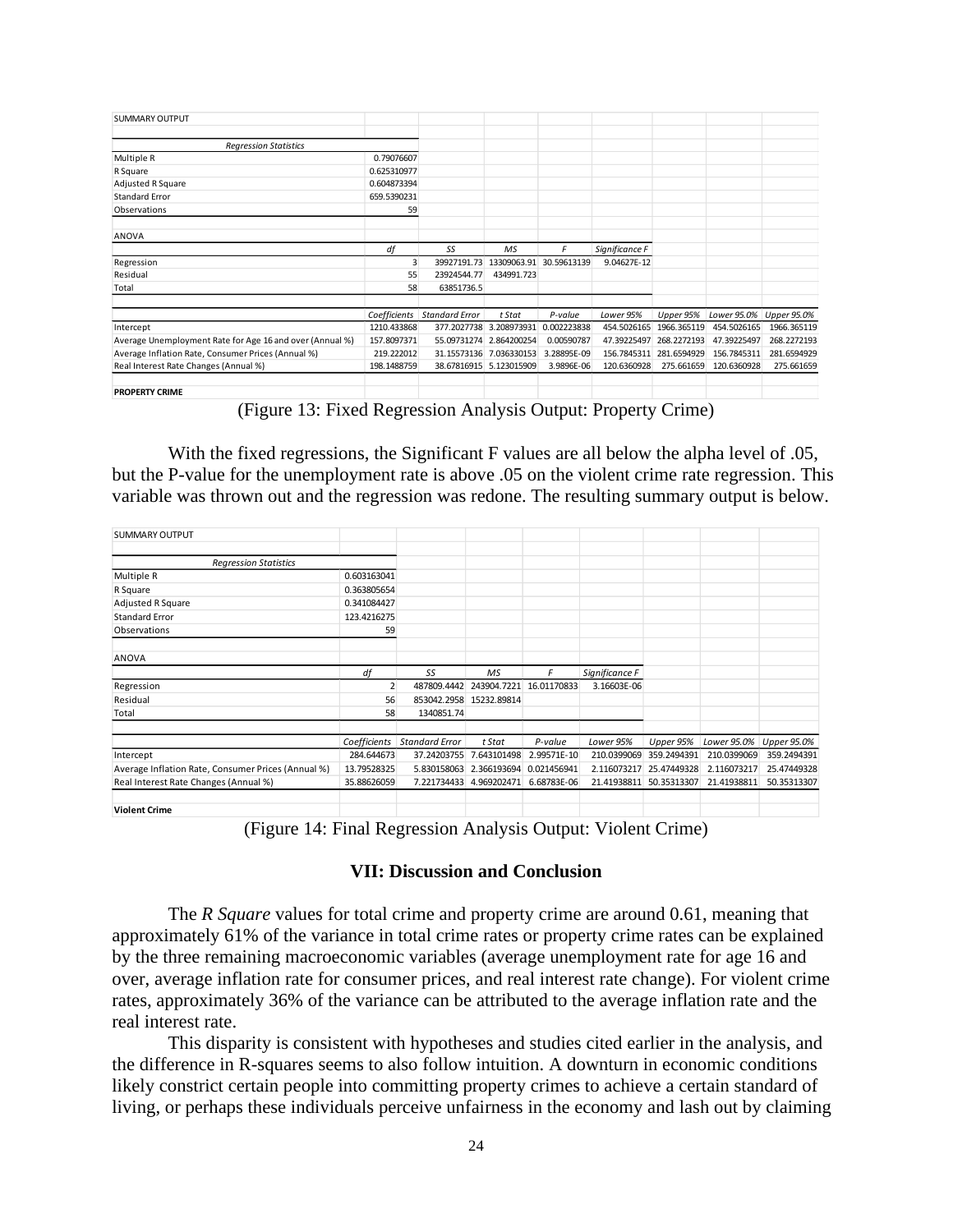| SUMMARY OUTPUT | | | | | | | | |
|---|---|---|---|---|---|---|---|---|
| | | | | | | | | |
| *Regression Statistics* | | | | | | | | |
| Multiple R | 0.79076607 | | | | | | | |
| R Square | 0.625310977 | | | | | | | |
| Adjusted R Square | 0.604873394 | | | | | | | |
| Standard Error | 659.5390231 | | | | | | | |
| Observations | 59 | | | | | | | |
| | | | | | | | | |
| ANOVA | | | | | | | | |
| | *df* | *SS* | *MS* | *F* | *Significance F* | | | |
| Regression | 3 | 39927191.73 | 13309063.91 | 30.59613139 | 9.04627E-12 | | | |
| Residual | 55 | 23924544.77 | 434991.723 | | | | | |
| Total | 58 | 63851736.5 | | | | | | |
| | | | | | | | | |
| | *Coefficients* | *Standard Error* | *t Stat* | *P-value* | *Lower 95%* | *Upper 95%* | *Lower 95.0%* | *Upper 95.0%* |
| Intercept | 1210.433868 | 377.2027738 | 3.208973931 | 0.002223838 | 454.5026165 | 1966.365119 | 454.5026165 | 1966.365119 |
| Average Unemployment Rate for Age 16 and over (Annual %) | 157.8097371 | 55.09731274 | 2.864200254 | 0.00590787 | 47.39225497 | 268.2272193 | 47.39225497 | 268.2272193 |
| Average Inflation Rate, Consumer Prices (Annual %) | 219.222012 | 31.15573136 | 7.036330153 | 3.28895E-09 | 156.7845311 | 281.6594929 | 156.7845311 | 281.6594929 |
| Real Interest Rate Changes (Annual %) | 198.1488759 | 38.67816915 | 5.123015909 | 3.9896E-06 | 120.6360928 | 275.661659 | 120.6360928 | 275.661659 |
| | | | | | | | | |
| **PROPERTY CRIME** | | | | | | | | |

(Figure 13: Fixed Regression Analysis Output: Property Crime)

With the fixed regressions, the Significant F values are all below the alpha level of .05, but the P-value for the unemployment rate is above .05 on the violent crime rate regression. This variable was thrown out and the regression was redone. The resulting summary output is below.

| SUMMARY OUTPUT | | | | | | | | |
|---|---|---|---|---|---|---|---|---|
| | | | | | | | | |
| *Regression Statistics* | | | | | | | | |
| Multiple R | 0.603163041 | | | | | | | |
| R Square | 0.363805654 | | | | | | | |
| Adjusted R Square | 0.341084427 | | | | | | | |
| Standard Error | 123.4216275 | | | | | | | |
| Observations | 59 | | | | | | | |
| | | | | | | | | |
| ANOVA | | | | | | | | |
| | *df* | *SS* | *MS* | *F* | *Significance F* | | | |
| Regression | 2 | 487809.4442 | 243904.7221 | 16.01170833 | 3.16603E-06 | | | |
| Residual | 56 | 853042.2958 | 15232.89814 | | | | | |
| Total | 58 | 1340851.74 | | | | | | |
| | | | | | | | | |
| | *Coefficients* | *Standard Error* | *t Stat* | *P-value* | *Lower 95%* | *Upper 95%* | *Lower 95.0%* | *Upper 95.0%* |
| Intercept | 284.644673 | 37.24203755 | 7.643101498 | 2.99571E-10 | 210.0399069 | 359.2494391 | 210.0399069 | 359.2494391 |
| Average Inflation Rate, Consumer Prices (Annual %) | 13.79528325 | 5.830158063 | 2.366193694 | 0.021456941 | 2.116073217 | 25.47449328 | 2.116073217 | 25.47449328 |
| Real Interest Rate Changes (Annual %) | 35.88626059 | 7.221734433 | 4.969202471 | 6.68783E-06 | 21.41938811 | 50.35313307 | 21.41938811 | 50.35313307 |
| | | | | | | | | |
| **Violent Crime** | | | | | | | | |

(Figure 14: Final Regression Analysis Output: Violent Crime)

## VII: Discussion and Conclusion

The *R Square* values for total crime and property crime are around 0.61, meaning that approximately 61% of the variance in total crime rates or property crime rates can be explained by the three remaining macroeconomic variables (average unemployment rate for age 16 and over, average inflation rate for consumer prices, and real interest rate change). For violent crime rates, approximately 36% of the variance can be attributed to the average inflation rate and the real interest rate.

This disparity is consistent with hypotheses and studies cited earlier in the analysis, and the difference in R-squares seems to also follow intuition. A downturn in economic conditions likely constrict certain people into committing property crimes to achieve a certain standard of living, or perhaps these individuals perceive unfairness in the economy and lash out by claiming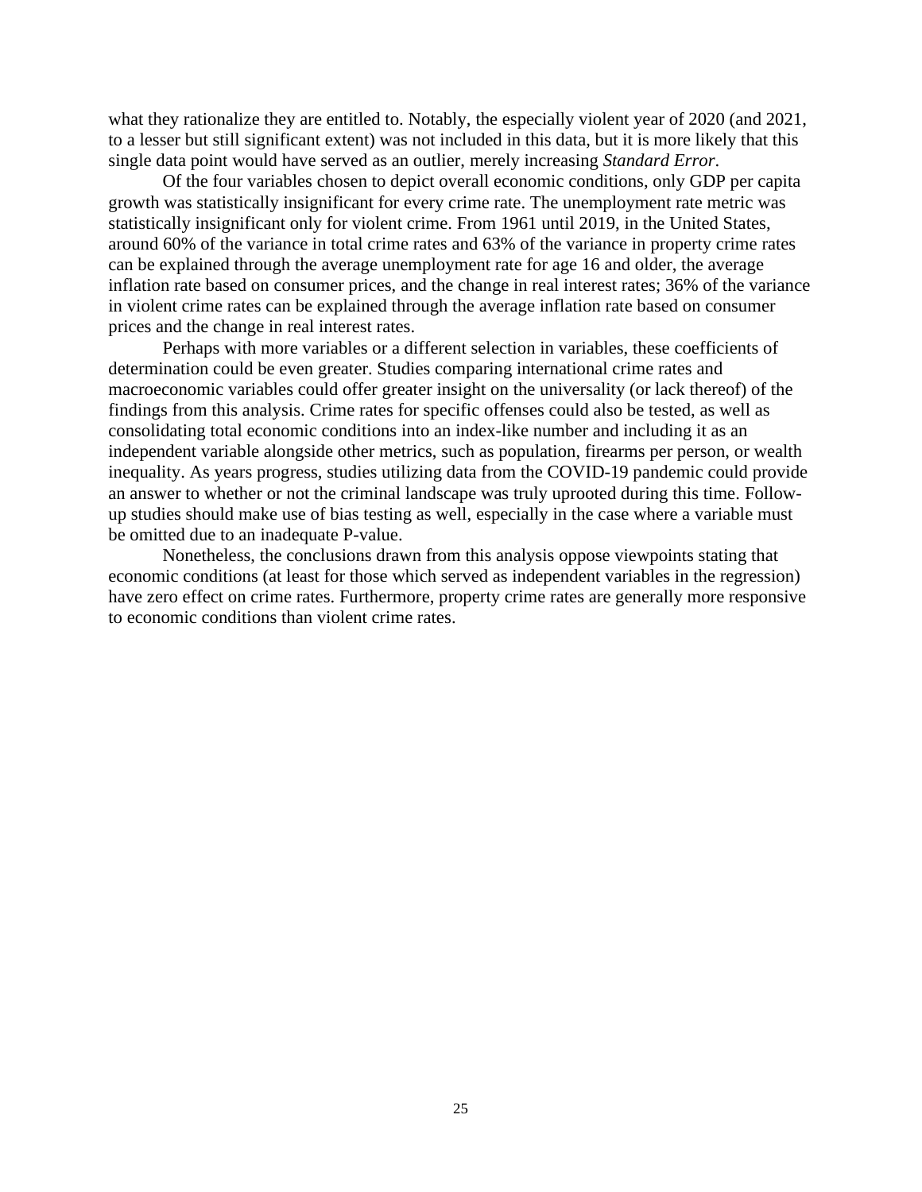what they rationalize they are entitled to. Notably, the especially violent year of 2020 (and 2021, to a lesser but still significant extent) was not included in this data, but it is more likely that this single data point would have served as an outlier, merely increasing *Standard Error*.

Of the four variables chosen to depict overall economic conditions, only GDP per capita growth was statistically insignificant for every crime rate. The unemployment rate metric was statistically insignificant only for violent crime. From 1961 until 2019, in the United States, around 60% of the variance in total crime rates and 63% of the variance in property crime rates can be explained through the average unemployment rate for age 16 and older, the average inflation rate based on consumer prices, and the change in real interest rates; 36% of the variance in violent crime rates can be explained through the average inflation rate based on consumer prices and the change in real interest rates.

Perhaps with more variables or a different selection in variables, these coefficients of determination could be even greater. Studies comparing international crime rates and macroeconomic variables could offer greater insight on the universality (or lack thereof) of the findings from this analysis. Crime rates for specific offenses could also be tested, as well as consolidating total economic conditions into an index-like number and including it as an independent variable alongside other metrics, such as population, firearms per person, or wealth inequality. As years progress, studies utilizing data from the COVID-19 pandemic could provide an answer to whether or not the criminal landscape was truly uprooted during this time. Follow-up studies should make use of bias testing as well, especially in the case where a variable must be omitted due to an inadequate P-value.

Nonetheless, the conclusions drawn from this analysis oppose viewpoints stating that economic conditions (at least for those which served as independent variables in the regression) have zero effect on crime rates. Furthermore, property crime rates are generally more responsive to economic conditions than violent crime rates.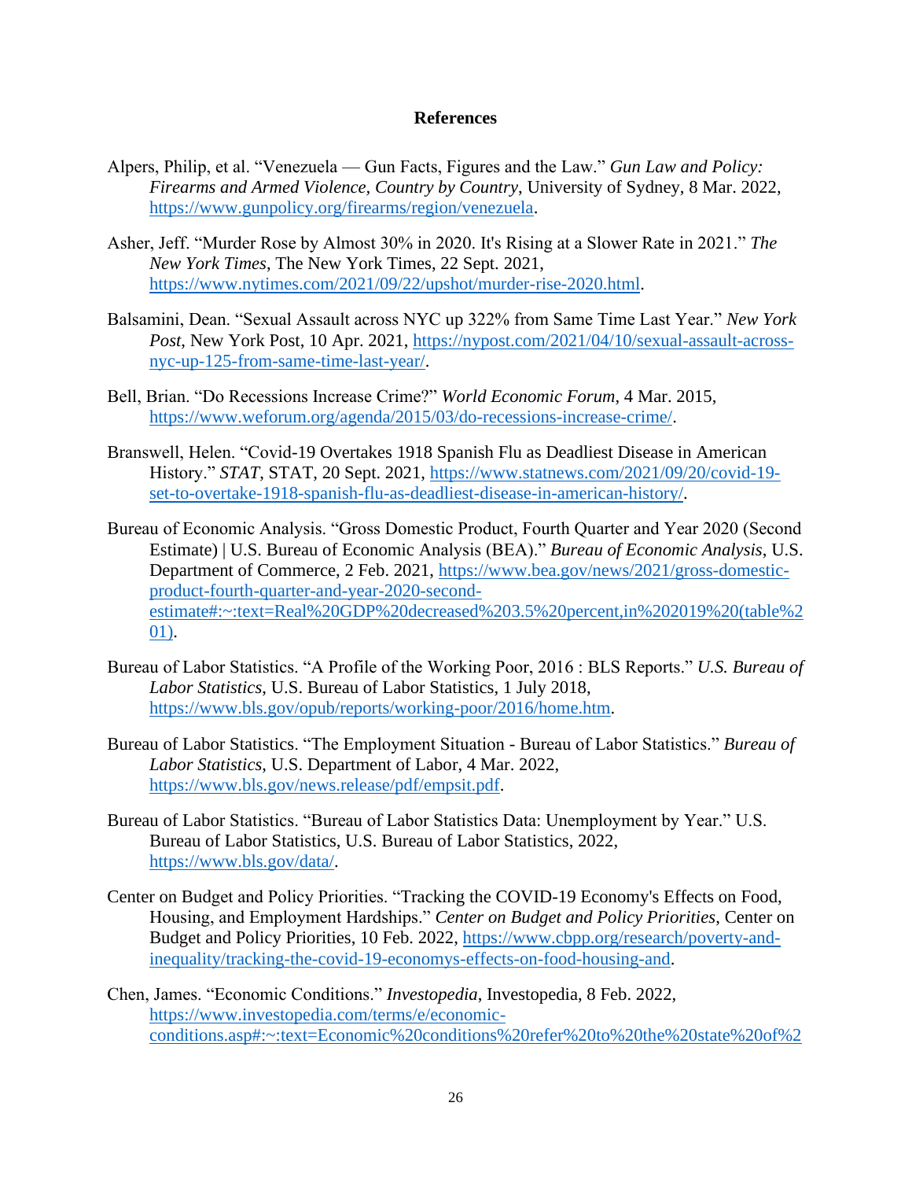## References

Alpers, Philip, et al. "Venezuela — Gun Facts, Figures and the Law." *Gun Law and Policy: Firearms and Armed Violence, Country by Country*, University of Sydney, 8 Mar. 2022, https://www.gunpolicy.org/firearms/region/venezuela.

Asher, Jeff. "Murder Rose by Almost 30% in 2020. It's Rising at a Slower Rate in 2021." *The New York Times*, The New York Times, 22 Sept. 2021, https://www.nytimes.com/2021/09/22/upshot/murder-rise-2020.html.

Balsamini, Dean. "Sexual Assault across NYC up 322% from Same Time Last Year." *New York Post*, New York Post, 10 Apr. 2021, https://nypost.com/2021/04/10/sexual-assault-across-nyc-up-125-from-same-time-last-year/.

Bell, Brian. "Do Recessions Increase Crime?" *World Economic Forum*, 4 Mar. 2015, https://www.weforum.org/agenda/2015/03/do-recessions-increase-crime/.

Branswell, Helen. "Covid-19 Overtakes 1918 Spanish Flu as Deadliest Disease in American History." *STAT*, STAT, 20 Sept. 2021, https://www.statnews.com/2021/09/20/covid-19-set-to-overtake-1918-spanish-flu-as-deadliest-disease-in-american-history/.

Bureau of Economic Analysis. "Gross Domestic Product, Fourth Quarter and Year 2020 (Second Estimate) | U.S. Bureau of Economic Analysis (BEA)." *Bureau of Economic Analysis*, U.S. Department of Commerce, 2 Feb. 2021, https://www.bea.gov/news/2021/gross-domestic-product-fourth-quarter-and-year-2020-second-estimate#:~:text=Real%20GDP%20decreased%203.5%20percent,in%202019%20(table%201).

Bureau of Labor Statistics. "A Profile of the Working Poor, 2016 : BLS Reports." *U.S. Bureau of Labor Statistics*, U.S. Bureau of Labor Statistics, 1 July 2018, https://www.bls.gov/opub/reports/working-poor/2016/home.htm.

Bureau of Labor Statistics. "The Employment Situation - Bureau of Labor Statistics." *Bureau of Labor Statistics*, U.S. Department of Labor, 4 Mar. 2022, https://www.bls.gov/news.release/pdf/empsit.pdf.

Bureau of Labor Statistics. "Bureau of Labor Statistics Data: Unemployment by Year." U.S. Bureau of Labor Statistics, U.S. Bureau of Labor Statistics, 2022, https://www.bls.gov/data/.

Center on Budget and Policy Priorities. "Tracking the COVID-19 Economy's Effects on Food, Housing, and Employment Hardships." *Center on Budget and Policy Priorities*, Center on Budget and Policy Priorities, 10 Feb. 2022, https://www.cbpp.org/research/poverty-and-inequality/tracking-the-covid-19-economys-effects-on-food-housing-and.

Chen, James. "Economic Conditions." *Investopedia*, Investopedia, 8 Feb. 2022, https://www.investopedia.com/terms/e/economic-conditions.asp#:~:text=Economic%20conditions%20refer%20to%20the%20state%20of%2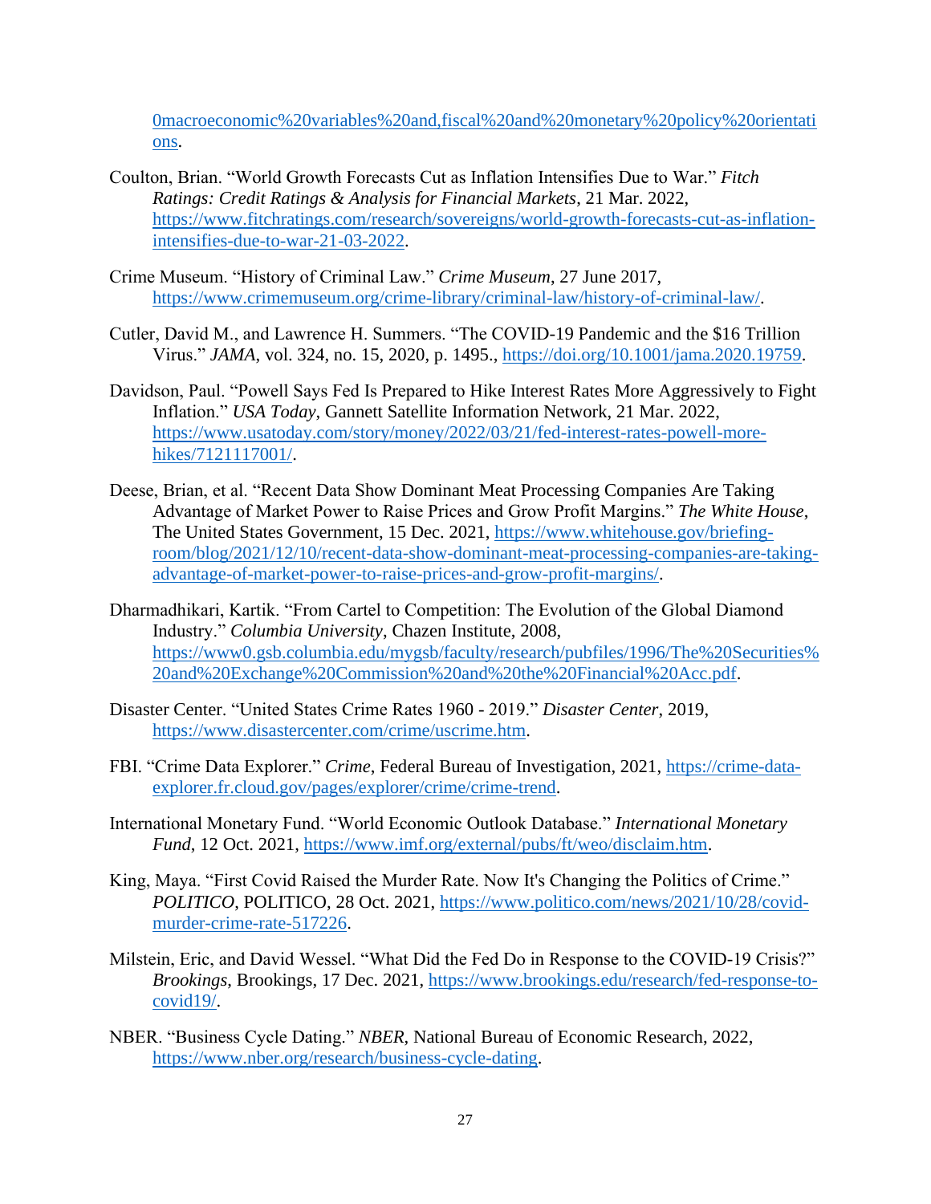0macroeconomic%20variables%20and,fiscal%20and%20monetary%20policy%20orientations.

Coulton, Brian. "World Growth Forecasts Cut as Inflation Intensifies Due to War." *Fitch Ratings: Credit Ratings & Analysis for Financial Markets*, 21 Mar. 2022, https://www.fitchratings.com/research/sovereigns/world-growth-forecasts-cut-as-inflation-intensifies-due-to-war-21-03-2022.

Crime Museum. "History of Criminal Law." *Crime Museum*, 27 June 2017, https://www.crimemuseum.org/crime-library/criminal-law/history-of-criminal-law/.

Cutler, David M., and Lawrence H. Summers. "The COVID-19 Pandemic and the $16 Trillion Virus." *JAMA*, vol. 324, no. 15, 2020, p. 1495., https://doi.org/10.1001/jama.2020.19759.

Davidson, Paul. "Powell Says Fed Is Prepared to Hike Interest Rates More Aggressively to Fight Inflation." *USA Today*, Gannett Satellite Information Network, 21 Mar. 2022, https://www.usatoday.com/story/money/2022/03/21/fed-interest-rates-powell-more-hikes/7121117001/.

Deese, Brian, et al. "Recent Data Show Dominant Meat Processing Companies Are Taking Advantage of Market Power to Raise Prices and Grow Profit Margins." *The White House*, The United States Government, 15 Dec. 2021, https://www.whitehouse.gov/briefing-room/blog/2021/12/10/recent-data-show-dominant-meat-processing-companies-are-taking-advantage-of-market-power-to-raise-prices-and-grow-profit-margins/.

Dharmadhikari, Kartik. "From Cartel to Competition: The Evolution of the Global Diamond Industry." *Columbia University*, Chazen Institute, 2008, https://www0.gsb.columbia.edu/mygsb/faculty/research/pubfiles/1996/The%20Securities%20and%20Exchange%20Commission%20and%20the%20Financial%20Acc.pdf.

Disaster Center. "United States Crime Rates 1960 - 2019." *Disaster Center*, 2019, https://www.disastercenter.com/crime/uscrime.htm.

FBI. "Crime Data Explorer." *Crime*, Federal Bureau of Investigation, 2021, https://crime-data-explorer.fr.cloud.gov/pages/explorer/crime/crime-trend.

International Monetary Fund. "World Economic Outlook Database." *International Monetary Fund*, 12 Oct. 2021, https://www.imf.org/external/pubs/ft/weo/disclaim.htm.

King, Maya. "First Covid Raised the Murder Rate. Now It's Changing the Politics of Crime." *POLITICO*, POLITICO, 28 Oct. 2021, https://www.politico.com/news/2021/10/28/covid-murder-crime-rate-517226.

Milstein, Eric, and David Wessel. "What Did the Fed Do in Response to the COVID-19 Crisis?" *Brookings*, Brookings, 17 Dec. 2021, https://www.brookings.edu/research/fed-response-to-covid19/.

NBER. "Business Cycle Dating." *NBER*, National Bureau of Economic Research, 2022, https://www.nber.org/research/business-cycle-dating.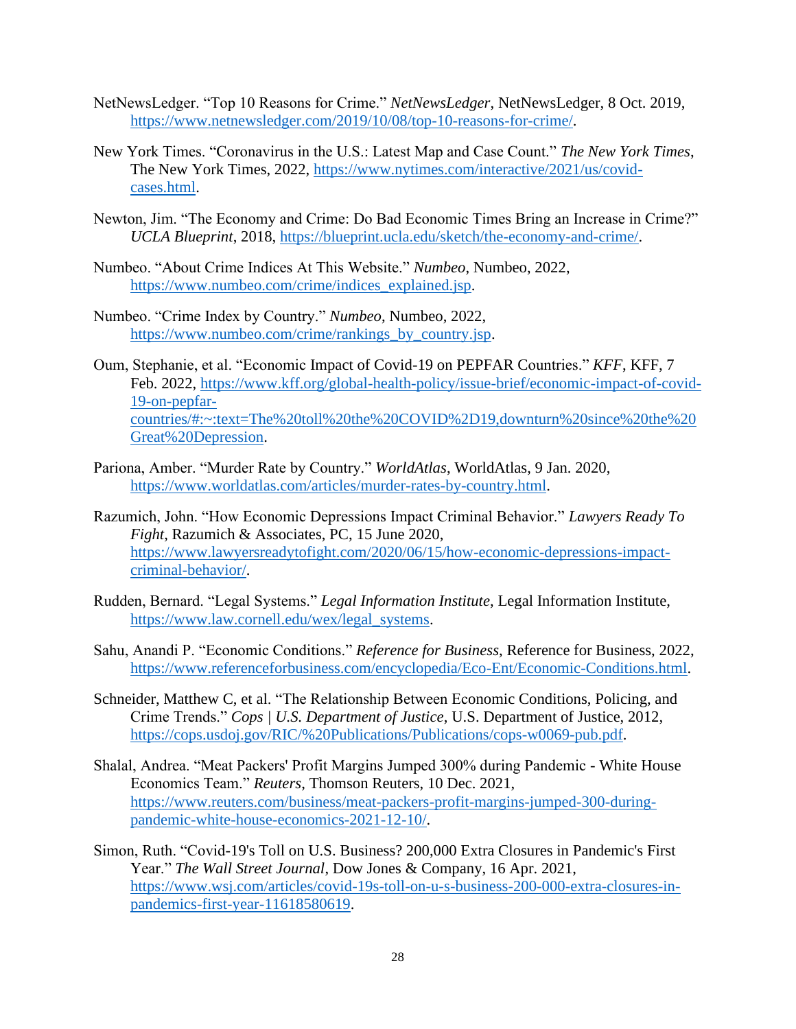NetNewsLedger. "Top 10 Reasons for Crime." *NetNewsLedger*, NetNewsLedger, 8 Oct. 2019, https://www.netnewsledger.com/2019/10/08/top-10-reasons-for-crime/.

New York Times. "Coronavirus in the U.S.: Latest Map and Case Count." *The New York Times*, The New York Times, 2022, https://www.nytimes.com/interactive/2021/us/covid-cases.html.

Newton, Jim. "The Economy and Crime: Do Bad Economic Times Bring an Increase in Crime?" *UCLA Blueprint*, 2018, https://blueprint.ucla.edu/sketch/the-economy-and-crime/.

Numbeo. "About Crime Indices At This Website." *Numbeo*, Numbeo, 2022, https://www.numbeo.com/crime/indices_explained.jsp.

Numbeo. "Crime Index by Country." *Numbeo*, Numbeo, 2022, https://www.numbeo.com/crime/rankings_by_country.jsp.

Oum, Stephanie, et al. "Economic Impact of Covid-19 on PEPFAR Countries." *KFF*, KFF, 7 Feb. 2022, https://www.kff.org/global-health-policy/issue-brief/economic-impact-of-covid-19-on-pepfar-countries/#:~:text=The%20toll%20the%20COVID%2D19,downturn%20since%20the%20Great%20Depression.

Pariona, Amber. "Murder Rate by Country." *WorldAtlas*, WorldAtlas, 9 Jan. 2020, https://www.worldatlas.com/articles/murder-rates-by-country.html.

Razumich, John. "How Economic Depressions Impact Criminal Behavior." *Lawyers Ready To Fight*, Razumich & Associates, PC, 15 June 2020, https://www.lawyersreadytofight.com/2020/06/15/how-economic-depressions-impact-criminal-behavior/.

Rudden, Bernard. "Legal Systems." *Legal Information Institute*, Legal Information Institute, https://www.law.cornell.edu/wex/legal_systems.

Sahu, Anandi P. "Economic Conditions." *Reference for Business*, Reference for Business, 2022, https://www.referenceforbusiness.com/encyclopedia/Eco-Ent/Economic-Conditions.html.

Schneider, Matthew C, et al. "The Relationship Between Economic Conditions, Policing, and Crime Trends." *Cops | U.S. Department of Justice*, U.S. Department of Justice, 2012, https://cops.usdoj.gov/RIC/%20Publications/Publications/cops-w0069-pub.pdf.

Shalal, Andrea. "Meat Packers' Profit Margins Jumped 300% during Pandemic - White House Economics Team." *Reuters*, Thomson Reuters, 10 Dec. 2021, https://www.reuters.com/business/meat-packers-profit-margins-jumped-300-during-pandemic-white-house-economics-2021-12-10/.

Simon, Ruth. "Covid-19's Toll on U.S. Business? 200,000 Extra Closures in Pandemic's First Year." *The Wall Street Journal*, Dow Jones & Company, 16 Apr. 2021, https://www.wsj.com/articles/covid-19s-toll-on-u-s-business-200-000-extra-closures-in-pandemics-first-year-11618580619.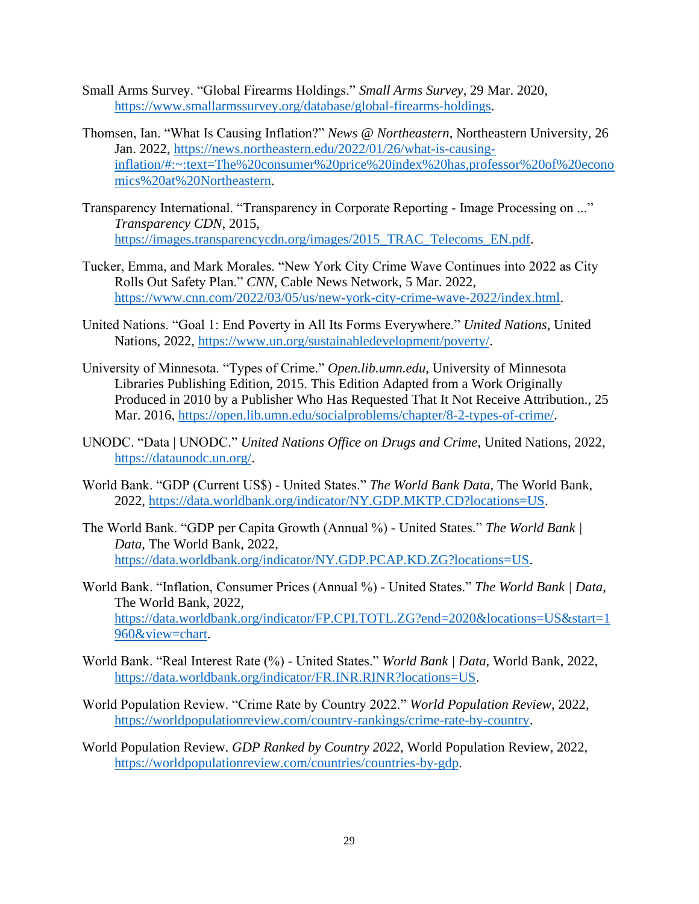Small Arms Survey. "Global Firearms Holdings." *Small Arms Survey*, 29 Mar. 2020, https://www.smallarmssurvey.org/database/global-firearms-holdings.

Thomsen, Ian. "What Is Causing Inflation?" *News @ Northeastern*, Northeastern University, 26 Jan. 2022, https://news.northeastern.edu/2022/01/26/what-is-causing-inflation/#:~:text=The%20consumer%20price%20index%20has,professor%20of%20economics%20at%20Northeastern.

Transparency International. "Transparency in Corporate Reporting - Image Processing on ..." *Transparency CDN*, 2015, https://images.transparencycdn.org/images/2015_TRAC_Telecoms_EN.pdf.

Tucker, Emma, and Mark Morales. "New York City Crime Wave Continues into 2022 as City Rolls Out Safety Plan." *CNN*, Cable News Network, 5 Mar. 2022, https://www.cnn.com/2022/03/05/us/new-york-city-crime-wave-2022/index.html.

United Nations. "Goal 1: End Poverty in All Its Forms Everywhere." *United Nations*, United Nations, 2022, https://www.un.org/sustainabledevelopment/poverty/.

University of Minnesota. "Types of Crime." *Open.lib.umn.edu*, University of Minnesota Libraries Publishing Edition, 2015. This Edition Adapted from a Work Originally Produced in 2010 by a Publisher Who Has Requested That It Not Receive Attribution., 25 Mar. 2016, https://open.lib.umn.edu/socialproblems/chapter/8-2-types-of-crime/.

UNODC. "Data | UNODC." *United Nations Office on Drugs and Crime*, United Nations, 2022, https://dataunodc.un.org/.

World Bank. "GDP (Current US$) - United States." *The World Bank Data*, The World Bank, 2022, https://data.worldbank.org/indicator/NY.GDP.MKTP.CD?locations=US.

The World Bank. "GDP per Capita Growth (Annual %) - United States." *The World Bank | Data*, The World Bank, 2022, https://data.worldbank.org/indicator/NY.GDP.PCAP.KD.ZG?locations=US.

World Bank. "Inflation, Consumer Prices (Annual %) - United States." *The World Bank | Data*, The World Bank, 2022, https://data.worldbank.org/indicator/FP.CPI.TOTL.ZG?end=2020&locations=US&start=1960&view=chart.

World Bank. "Real Interest Rate (%) - United States." *World Bank | Data*, World Bank, 2022, https://data.worldbank.org/indicator/FR.INR.RINR?locations=US.

World Population Review. "Crime Rate by Country 2022." *World Population Review*, 2022, https://worldpopulationreview.com/country-rankings/crime-rate-by-country.

World Population Review. *GDP Ranked by Country 2022*, World Population Review, 2022, https://worldpopulationreview.com/countries/countries-by-gdp.